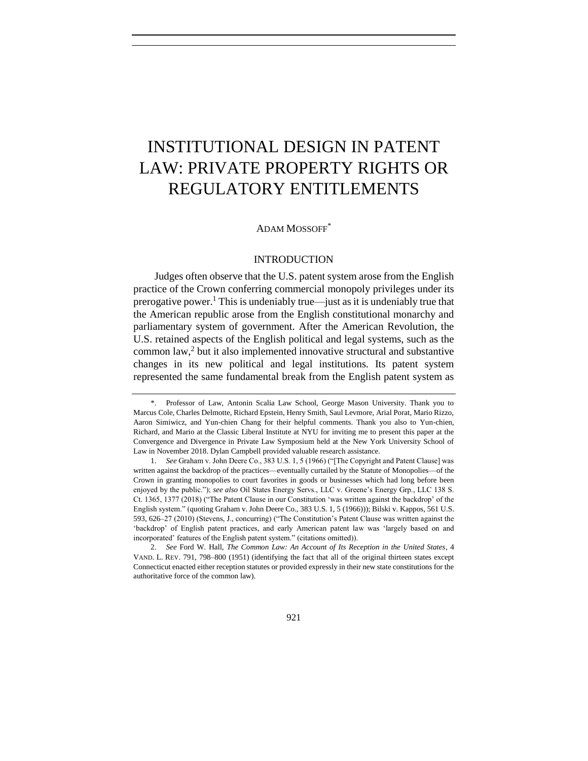# INSTITUTIONAL DESIGN IN PATENT LAW: PRIVATE PROPERTY RIGHTS OR REGULATORY ENTITLEMENTS

ADAM MOSSOFF[*]

## INTRODUCTION

Judges often observe that the U.S. patent system arose from the English practice of the Crown conferring commercial monopoly privileges under its prerogative power.[1] This is undeniably true—just as it is undeniably true that the American republic arose from the English constitutional monarchy and parliamentary system of government. After the American Revolution, the U.S. retained aspects of the English political and legal systems, such as the common law,[2] but it also implemented innovative structural and substantive changes in its new political and legal institutions. Its patent system represented the same fundamental break from the English patent system as

---

\*. Professor of Law, Antonin Scalia Law School, George Mason University. Thank you to Marcus Cole, Charles Delmotte, Richard Epstein, Henry Smith, Saul Levmore, Arial Porat, Mario Rizzo, Aaron Simiwicz, and Yun-chien Chang for their helpful comments. Thank you also to Yun-chien, Richard, and Mario at the Classic Liberal Institute at NYU for inviting me to present this paper at the Convergence and Divergence in Private Law Symposium held at the New York University School of Law in November 2018. Dylan Campbell provided valuable research assistance.

1. *See* Graham v. John Deere Co., 383 U.S. 1, 5 (1966) ("[The Copyright and Patent Clause] was written against the backdrop of the practices—eventually curtailed by the Statute of Monopolies—of the Crown in granting monopolies to court favorites in goods or businesses which had long before been enjoyed by the public."); *see also* Oil States Energy Servs., LLC v. Greene's Energy Grp., LLC 138 S. Ct. 1365, 1377 (2018) ("The Patent Clause in our Constitution 'was written against the backdrop' of the English system." (quoting Graham v. John Deere Co., 383 U.S. 1, 5 (1966))); Bilski v. Kappos, 561 U.S. 593, 626–27 (2010) (Stevens, J., concurring) ("The Constitution's Patent Clause was written against the 'backdrop' of English patent practices, and early American patent law was 'largely based on and incorporated' features of the English patent system." (citations omitted)).

2. *See* Ford W. Hall, *The Common Law: An Account of Its Reception in the United States*, 4 VAND. L. REV. 791, 798–800 (1951) (identifying the fact that all of the original thirteen states except Connecticut enacted either reception statutes or provided expressly in their new state constitutions for the authoritative force of the common law).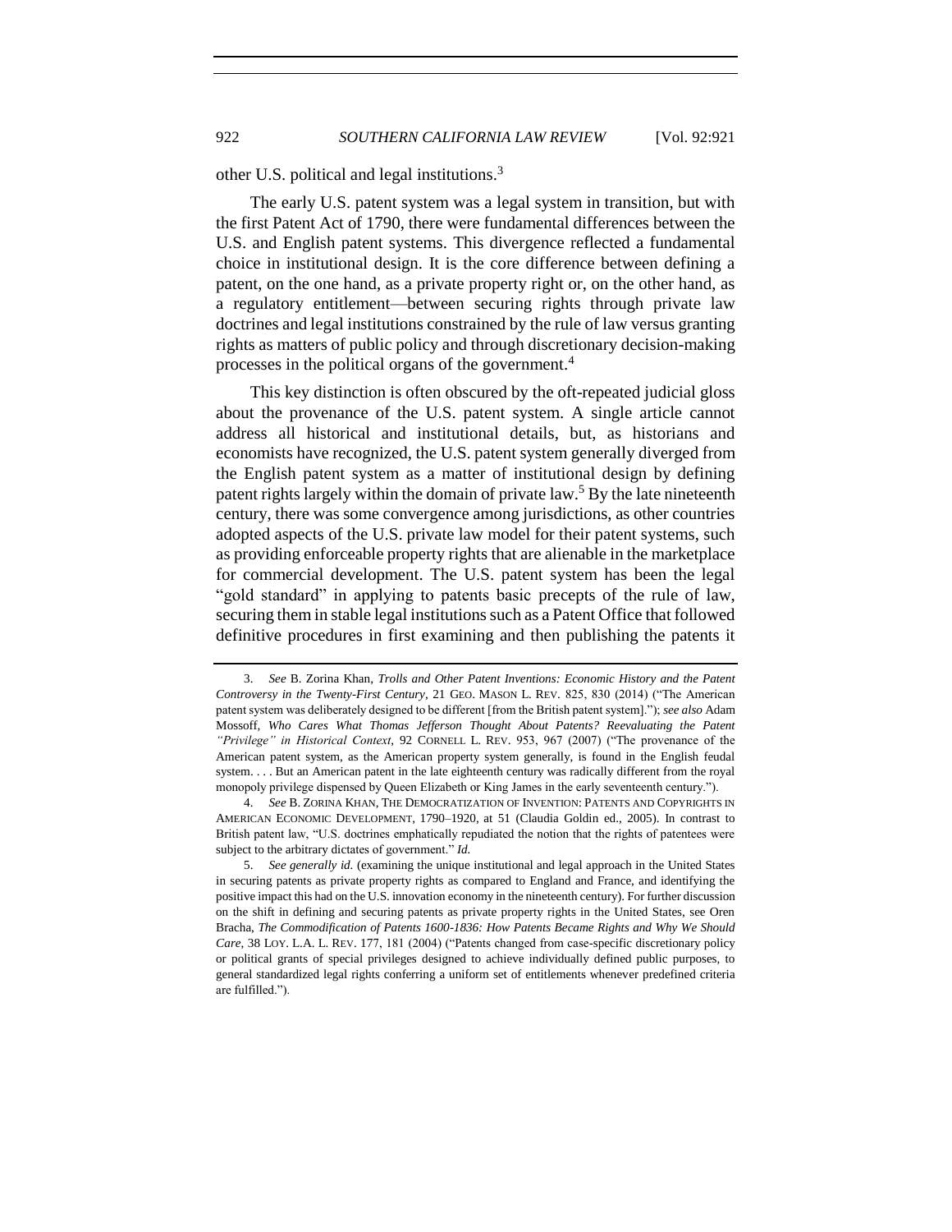other U.S. political and legal institutions.[3]

The early U.S. patent system was a legal system in transition, but with the first Patent Act of 1790, there were fundamental differences between the U.S. and English patent systems. This divergence reflected a fundamental choice in institutional design. It is the core difference between defining a patent, on the one hand, as a private property right or, on the other hand, as a regulatory entitlement—between securing rights through private law doctrines and legal institutions constrained by the rule of law versus granting rights as matters of public policy and through discretionary decision-making processes in the political organs of the government.[4]

This key distinction is often obscured by the oft-repeated judicial gloss about the provenance of the U.S. patent system. A single article cannot address all historical and institutional details, but, as historians and economists have recognized, the U.S. patent system generally diverged from the English patent system as a matter of institutional design by defining patent rights largely within the domain of private law.[5] By the late nineteenth century, there was some convergence among jurisdictions, as other countries adopted aspects of the U.S. private law model for their patent systems, such as providing enforceable property rights that are alienable in the marketplace for commercial development. The U.S. patent system has been the legal "gold standard" in applying to patents basic precepts of the rule of law, securing them in stable legal institutions such as a Patent Office that followed definitive procedures in first examining and then publishing the patents it

---

3. *See* B. Zorina Khan, *Trolls and Other Patent Inventions: Economic History and the Patent Controversy in the Twenty-First Century*, 21 GEO. MASON L. REV. 825, 830 (2014) ("The American patent system was deliberately designed to be different [from the British patent system]."); *see also* Adam Mossoff, *Who Cares What Thomas Jefferson Thought About Patents? Reevaluating the Patent "Privilege" in Historical Context*, 92 CORNELL L. REV. 953, 967 (2007) ("The provenance of the American patent system, as the American property system generally, is found in the English feudal system. . . . But an American patent in the late eighteenth century was radically different from the royal monopoly privilege dispensed by Queen Elizabeth or King James in the early seventeenth century.").

4. *See* B. ZORINA KHAN, THE DEMOCRATIZATION OF INVENTION: PATENTS AND COPYRIGHTS IN AMERICAN ECONOMIC DEVELOPMENT, 1790–1920, at 51 (Claudia Goldin ed., 2005). In contrast to British patent law, "U.S. doctrines emphatically repudiated the notion that the rights of patentees were subject to the arbitrary dictates of government." *Id.*

5. *See generally id.* (examining the unique institutional and legal approach in the United States in securing patents as private property rights as compared to England and France, and identifying the positive impact this had on the U.S. innovation economy in the nineteenth century). For further discussion on the shift in defining and securing patents as private property rights in the United States, see Oren Bracha, *The Commodification of Patents 1600-1836: How Patents Became Rights and Why We Should Care*, 38 LOY. L.A. L. REV. 177, 181 (2004) ("Patents changed from case-specific discretionary policy or political grants of special privileges designed to achieve individually defined public purposes, to general standardized legal rights conferring a uniform set of entitlements whenever predefined criteria are fulfilled.").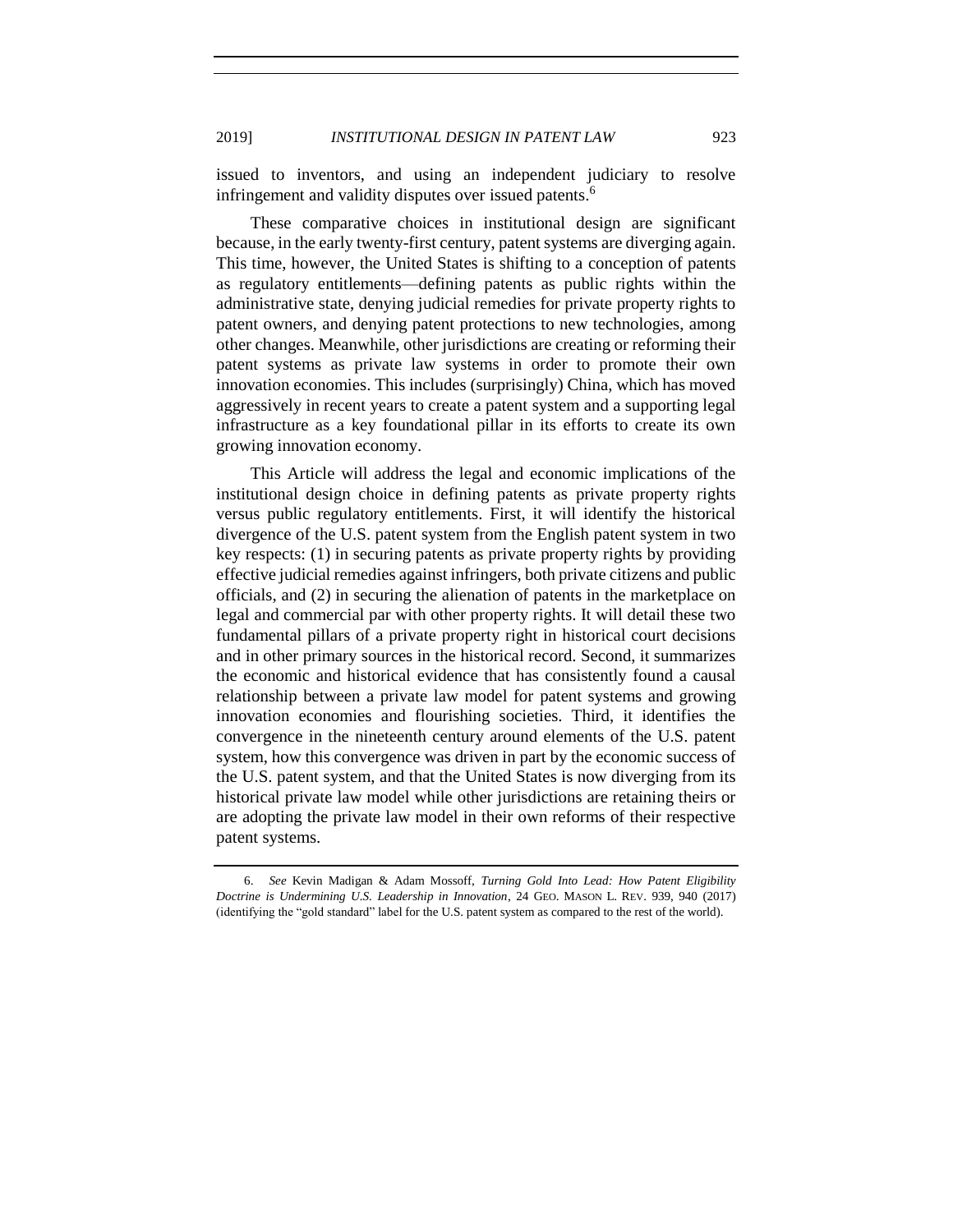issued to inventors, and using an independent judiciary to resolve infringement and validity disputes over issued patents.[6]

These comparative choices in institutional design are significant because, in the early twenty-first century, patent systems are diverging again. This time, however, the United States is shifting to a conception of patents as regulatory entitlements—defining patents as public rights within the administrative state, denying judicial remedies for private property rights to patent owners, and denying patent protections to new technologies, among other changes. Meanwhile, other jurisdictions are creating or reforming their patent systems as private law systems in order to promote their own innovation economies. This includes (surprisingly) China, which has moved aggressively in recent years to create a patent system and a supporting legal infrastructure as a key foundational pillar in its efforts to create its own growing innovation economy.

This Article will address the legal and economic implications of the institutional design choice in defining patents as private property rights versus public regulatory entitlements. First, it will identify the historical divergence of the U.S. patent system from the English patent system in two key respects: (1) in securing patents as private property rights by providing effective judicial remedies against infringers, both private citizens and public officials, and (2) in securing the alienation of patents in the marketplace on legal and commercial par with other property rights. It will detail these two fundamental pillars of a private property right in historical court decisions and in other primary sources in the historical record. Second, it summarizes the economic and historical evidence that has consistently found a causal relationship between a private law model for patent systems and growing innovation economies and flourishing societies. Third, it identifies the convergence in the nineteenth century around elements of the U.S. patent system, how this convergence was driven in part by the economic success of the U.S. patent system, and that the United States is now diverging from its historical private law model while other jurisdictions are retaining theirs or are adopting the private law model in their own reforms of their respective patent systems.

---

6. *See* Kevin Madigan & Adam Mossoff, *Turning Gold Into Lead: How Patent Eligibility Doctrine is Undermining U.S. Leadership in Innovation*, 24 GEO. MASON L. REV. 939, 940 (2017) (identifying the "gold standard" label for the U.S. patent system as compared to the rest of the world).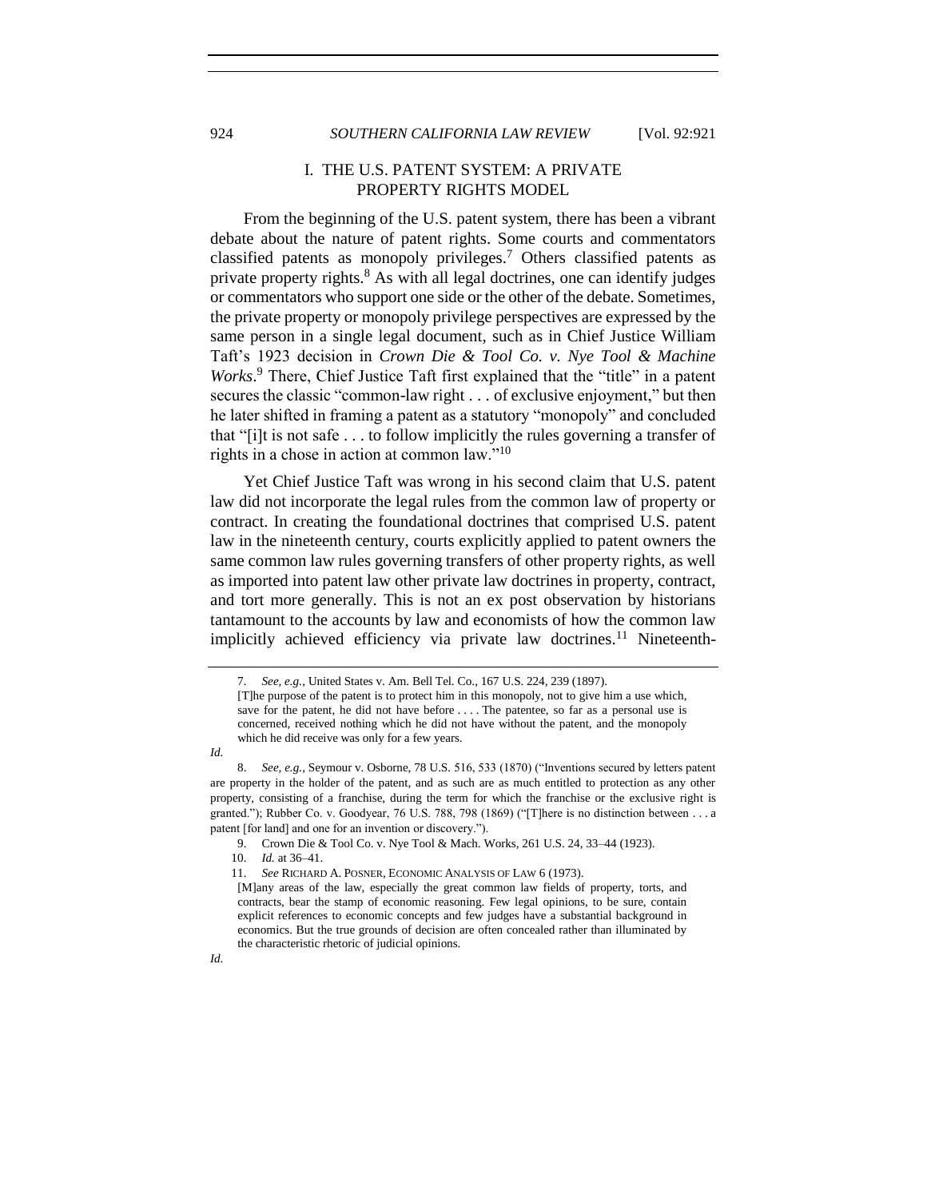# I. THE U.S. PATENT SYSTEM: A PRIVATE PROPERTY RIGHTS MODEL

From the beginning of the U.S. patent system, there has been a vibrant debate about the nature of patent rights. Some courts and commentators classified patents as monopoly privileges.[7] Others classified patents as private property rights.[8] As with all legal doctrines, one can identify judges or commentators who support one side or the other of the debate. Sometimes, the private property or monopoly privilege perspectives are expressed by the same person in a single legal document, such as in Chief Justice William Taft's 1923 decision in *Crown Die & Tool Co. v. Nye Tool & Machine Works*.[9] There, Chief Justice Taft first explained that the "title" in a patent secures the classic "common-law right . . . of exclusive enjoyment," but then he later shifted in framing a patent as a statutory "monopoly" and concluded that "[i]t is not safe . . . to follow implicitly the rules governing a transfer of rights in a chose in action at common law."[10]

Yet Chief Justice Taft was wrong in his second claim that U.S. patent law did not incorporate the legal rules from the common law of property or contract. In creating the foundational doctrines that comprised U.S. patent law in the nineteenth century, courts explicitly applied to patent owners the same common law rules governing transfers of other property rights, as well as imported into patent law other private law doctrines in property, contract, and tort more generally. This is not an ex post observation by historians tantamount to the accounts by law and economists of how the common law implicitly achieved efficiency via private law doctrines.[11] Nineteenth-

---

7. *See, e.g.*, United States v. Am. Bell Tel. Co., 167 U.S. 224, 239 (1897).

> [T]he purpose of the patent is to protect him in this monopoly, not to give him a use which, save for the patent, he did not have before . . . . The patentee, so far as a personal use is concerned, received nothing which he did not have without the patent, and the monopoly which he did receive was only for a few years.

*Id.*

8. *See, e.g.*, Seymour v. Osborne, 78 U.S. 516, 533 (1870) ("Inventions secured by letters patent are property in the holder of the patent, and as such are as much entitled to protection as any other property, consisting of a franchise, during the term for which the franchise or the exclusive right is granted."); Rubber Co. v. Goodyear, 76 U.S. 788, 798 (1869) ("[T]here is no distinction between . . . a patent [for land] and one for an invention or discovery.").

9. Crown Die & Tool Co. v. Nye Tool & Mach. Works, 261 U.S. 24, 33–44 (1923).

10. *Id.* at 36–41.

11. *See* RICHARD A. POSNER, ECONOMIC ANALYSIS OF LAW 6 (1973).

> [M]any areas of the law, especially the great common law fields of property, torts, and contracts, bear the stamp of economic reasoning. Few legal opinions, to be sure, contain explicit references to economic concepts and few judges have a substantial background in economics. But the true grounds of decision are often concealed rather than illuminated by the characteristic rhetoric of judicial opinions.

*Id.*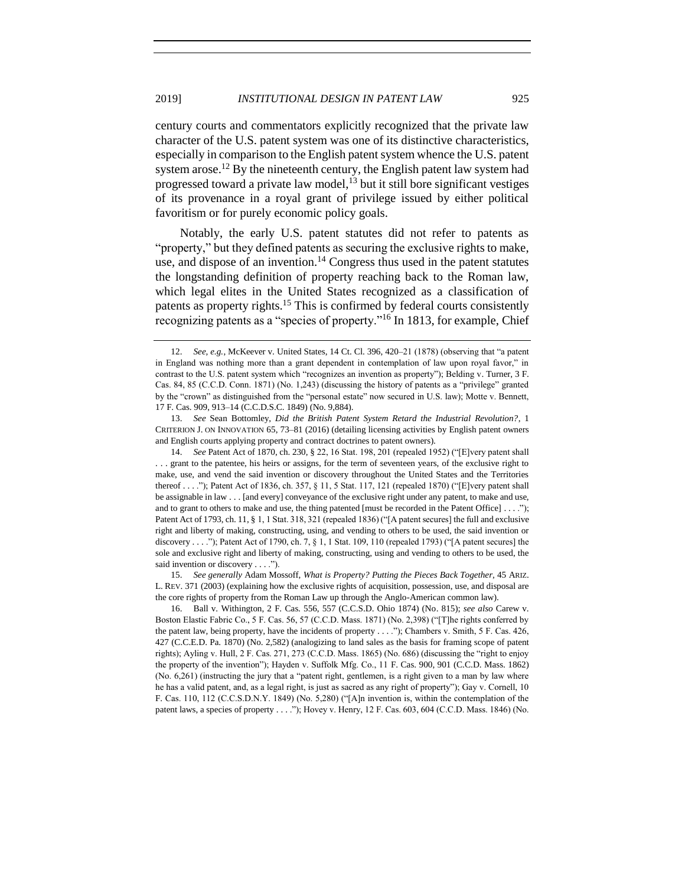century courts and commentators explicitly recognized that the private law character of the U.S. patent system was one of its distinctive characteristics, especially in comparison to the English patent system whence the U.S. patent system arose.[12] By the nineteenth century, the English patent law system had progressed toward a private law model,[13] but it still bore significant vestiges of its provenance in a royal grant of privilege issued by either political favoritism or for purely economic policy goals.

Notably, the early U.S. patent statutes did not refer to patents as "property," but they defined patents as securing the exclusive rights to make, use, and dispose of an invention.[14] Congress thus used in the patent statutes the longstanding definition of property reaching back to the Roman law, which legal elites in the United States recognized as a classification of patents as property rights.[15] This is confirmed by federal courts consistently recognizing patents as a "species of property."[16] In 1813, for example, Chief

---

12. *See, e.g.*, McKeever v. United States, 14 Ct. Cl. 396, 420–21 (1878) (observing that "a patent in England was nothing more than a grant dependent in contemplation of law upon royal favor," in contrast to the U.S. patent system which "recognizes an invention as property"); Belding v. Turner, 3 F. Cas. 84, 85 (C.C.D. Conn. 1871) (No. 1,243) (discussing the history of patents as a "privilege" granted by the "crown" as distinguished from the "personal estate" now secured in U.S. law); Motte v. Bennett, 17 F. Cas. 909, 913–14 (C.C.D.S.C. 1849) (No. 9,884).

13. *See* Sean Bottomley, *Did the British Patent System Retard the Industrial Revolution?*, 1 CRITERION J. ON INNOVATION 65, 73–81 (2016) (detailing licensing activities by English patent owners and English courts applying property and contract doctrines to patent owners).

14. *See* Patent Act of 1870, ch. 230, § 22, 16 Stat. 198, 201 (repealed 1952) ("[E]very patent shall . . . grant to the patentee, his heirs or assigns, for the term of seventeen years, of the exclusive right to make, use, and vend the said invention or discovery throughout the United States and the Territories thereof . . . ."); Patent Act of 1836, ch. 357, § 11, 5 Stat. 117, 121 (repealed 1870) ("[E]very patent shall be assignable in law . . . [and every] conveyance of the exclusive right under any patent, to make and use, and to grant to others to make and use, the thing patented [must be recorded in the Patent Office] . . . ."); Patent Act of 1793, ch. 11, § 1, 1 Stat. 318, 321 (repealed 1836) ("[A patent secures] the full and exclusive right and liberty of making, constructing, using, and vending to others to be used, the said invention or discovery . . . ."); Patent Act of 1790, ch. 7, § 1, 1 Stat. 109, 110 (repealed 1793) ("[A patent secures] the sole and exclusive right and liberty of making, constructing, using and vending to others to be used, the said invention or discovery . . . .").

15. *See generally* Adam Mossoff, *What is Property? Putting the Pieces Back Together*, 45 ARIZ. L. REV. 371 (2003) (explaining how the exclusive rights of acquisition, possession, use, and disposal are the core rights of property from the Roman Law up through the Anglo-American common law).

16. Ball v. Withington, 2 F. Cas. 556, 557 (C.C.S.D. Ohio 1874) (No. 815); *see also* Carew v. Boston Elastic Fabric Co., 5 F. Cas. 56, 57 (C.C.D. Mass. 1871) (No. 2,398) ("[T]he rights conferred by the patent law, being property, have the incidents of property . . . ."); Chambers v. Smith, 5 F. Cas. 426, 427 (C.C.E.D. Pa. 1870) (No. 2,582) (analogizing to land sales as the basis for framing scope of patent rights); Ayling v. Hull, 2 F. Cas. 271, 273 (C.C.D. Mass. 1865) (No. 686) (discussing the "right to enjoy the property of the invention"); Hayden v. Suffolk Mfg. Co., 11 F. Cas. 900, 901 (C.C.D. Mass. 1862) (No. 6,261) (instructing the jury that a "patent right, gentlemen, is a right given to a man by law where he has a valid patent, and, as a legal right, is just as sacred as any right of property"); Gay v. Cornell, 10 F. Cas. 110, 112 (C.C.S.D.N.Y. 1849) (No. 5,280) ("[A]n invention is, within the contemplation of the patent laws, a species of property . . . ."); Hovey v. Henry, 12 F. Cas. 603, 604 (C.C.D. Mass. 1846) (No.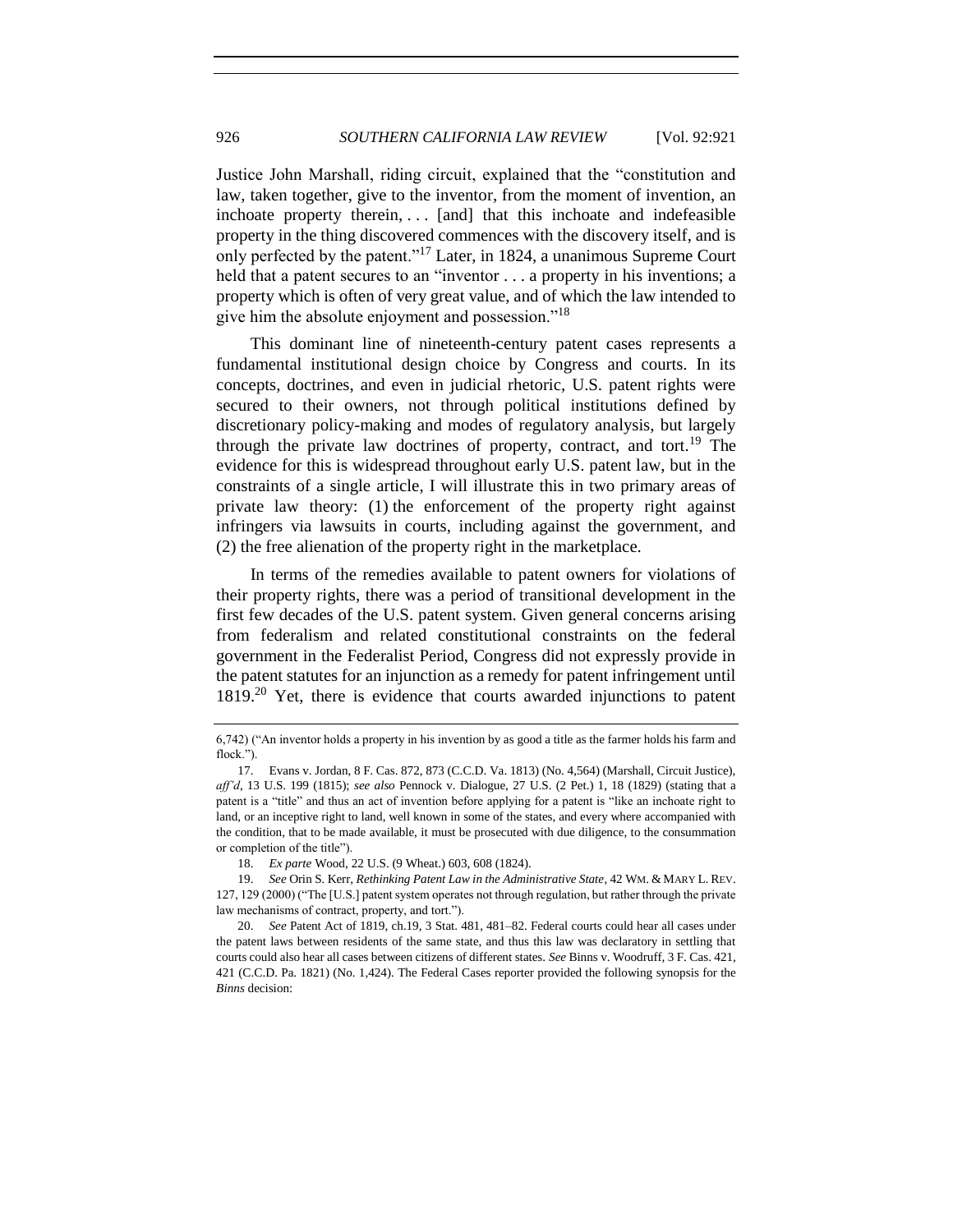Justice John Marshall, riding circuit, explained that the "constitution and law, taken together, give to the inventor, from the moment of invention, an inchoate property therein, . . . [and] that this inchoate and indefeasible property in the thing discovered commences with the discovery itself, and is only perfected by the patent."[17] Later, in 1824, a unanimous Supreme Court held that a patent secures to an "inventor . . . a property in his inventions; a property which is often of very great value, and of which the law intended to give him the absolute enjoyment and possession."[18]

This dominant line of nineteenth-century patent cases represents a fundamental institutional design choice by Congress and courts. In its concepts, doctrines, and even in judicial rhetoric, U.S. patent rights were secured to their owners, not through political institutions defined by discretionary policy-making and modes of regulatory analysis, but largely through the private law doctrines of property, contract, and tort.[19] The evidence for this is widespread throughout early U.S. patent law, but in the constraints of a single article, I will illustrate this in two primary areas of private law theory: (1) the enforcement of the property right against infringers via lawsuits in courts, including against the government, and (2) the free alienation of the property right in the marketplace.

In terms of the remedies available to patent owners for violations of their property rights, there was a period of transitional development in the first few decades of the U.S. patent system. Given general concerns arising from federalism and related constitutional constraints on the federal government in the Federalist Period, Congress did not expressly provide in the patent statutes for an injunction as a remedy for patent infringement until 1819.[20] Yet, there is evidence that courts awarded injunctions to patent

---

6,742) ("An inventor holds a property in his invention by as good a title as the farmer holds his farm and flock.").

17. Evans v. Jordan, 8 F. Cas. 872, 873 (C.C.D. Va. 1813) (No. 4,564) (Marshall, Circuit Justice), *aff'd*, 13 U.S. 199 (1815); *see also* Pennock v. Dialogue, 27 U.S. (2 Pet.) 1, 18 (1829) (stating that a patent is a "title" and thus an act of invention before applying for a patent is "like an inchoate right to land, or an inceptive right to land, well known in some of the states, and every where accompanied with the condition, that to be made available, it must be prosecuted with due diligence, to the consummation or completion of the title").

18. *Ex parte* Wood, 22 U.S. (9 Wheat.) 603, 608 (1824).

19. *See* Orin S. Kerr, *Rethinking Patent Law in the Administrative State*, 42 WM. & MARY L. REV. 127, 129 (2000) ("The [U.S.] patent system operates not through regulation, but rather through the private law mechanisms of contract, property, and tort.").

20. *See* Patent Act of 1819, ch.19, 3 Stat. 481, 481–82. Federal courts could hear all cases under the patent laws between residents of the same state, and thus this law was declaratory in settling that courts could also hear all cases between citizens of different states. *See* Binns v. Woodruff, 3 F. Cas. 421, 421 (C.C.D. Pa. 1821) (No. 1,424). The Federal Cases reporter provided the following synopsis for the *Binns* decision: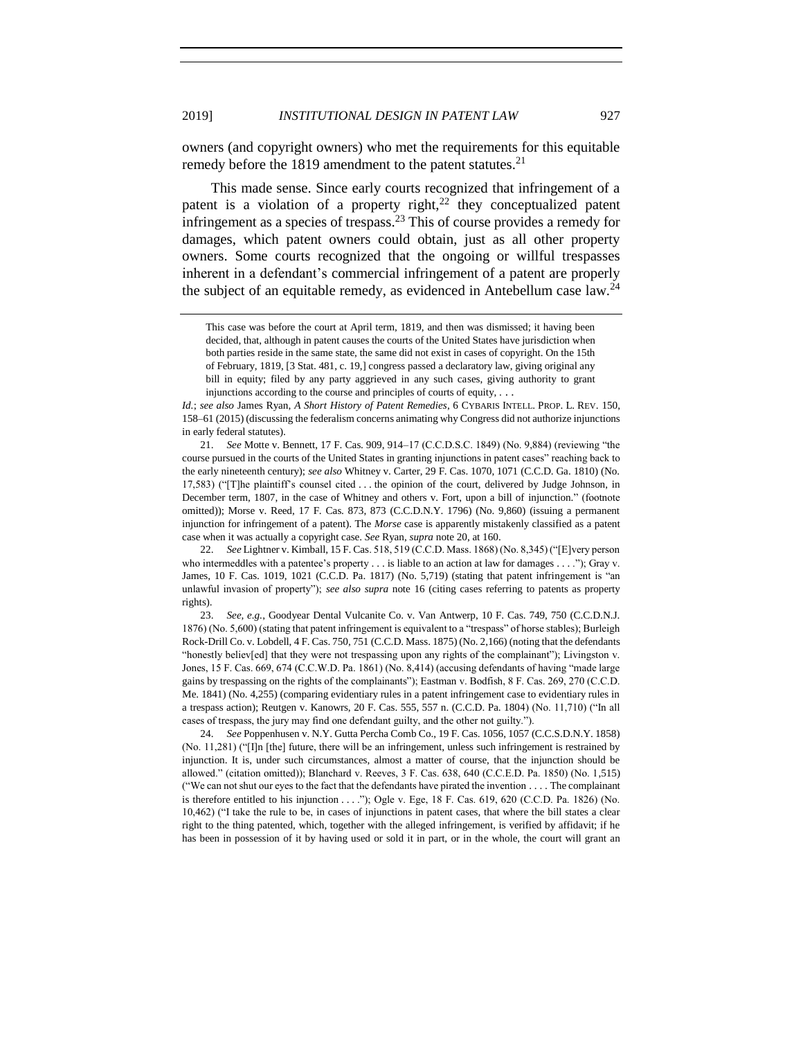owners (and copyright owners) who met the requirements for this equitable remedy before the 1819 amendment to the patent statutes.[21]

This made sense. Since early courts recognized that infringement of a patent is a violation of a property right,[22] they conceptualized patent infringement as a species of trespass.[23] This of course provides a remedy for damages, which patent owners could obtain, just as all other property owners. Some courts recognized that the ongoing or willful trespasses inherent in a defendant's commercial infringement of a patent are properly the subject of an equitable remedy, as evidenced in Antebellum case law.[24]

> This case was before the court at April term, 1819, and then was dismissed; it having been decided, that, although in patent causes the courts of the United States have jurisdiction when both parties reside in the same state, the same did not exist in cases of copyright. On the 15th of February, 1819, [3 Stat. 481, c. 19,] congress passed a declaratory law, giving original any bill in equity; filed by any party aggrieved in any such cases, giving authority to grant injunctions according to the course and principles of courts of equity, . . .

*Id.*; *see also* James Ryan, *A Short History of Patent Remedies*, 6 CYBARIS INTELL. PROP. L. REV. 150, 158–61 (2015) (discussing the federalism concerns animating why Congress did not authorize injunctions in early federal statutes).

21. *See* Motte v. Bennett, 17 F. Cas. 909, 914–17 (C.C.D.S.C. 1849) (No. 9,884) (reviewing "the course pursued in the courts of the United States in granting injunctions in patent cases" reaching back to the early nineteenth century); *see also* Whitney v. Carter, 29 F. Cas. 1070, 1071 (C.C.D. Ga. 1810) (No. 17,583) ("[T]he plaintiff's counsel cited . . . the opinion of the court, delivered by Judge Johnson, in December term, 1807, in the case of Whitney and others v. Fort, upon a bill of injunction." (footnote omitted)); Morse v. Reed, 17 F. Cas. 873, 873 (C.C.D.N.Y. 1796) (No. 9,860) (issuing a permanent injunction for infringement of a patent). The *Morse* case is apparently mistakenly classified as a patent case when it was actually a copyright case. *See* Ryan, *supra* note 20, at 160.

22. *See* Lightner v. Kimball, 15 F. Cas. 518, 519 (C.C.D. Mass. 1868) (No. 8,345) ("[E]very person who intermeddles with a patentee's property . . . is liable to an action at law for damages . . . ."); Gray v. James, 10 F. Cas. 1019, 1021 (C.C.D. Pa. 1817) (No. 5,719) (stating that patent infringement is "an unlawful invasion of property"); *see also supra* note 16 (citing cases referring to patents as property rights).

23. *See, e.g.*, Goodyear Dental Vulcanite Co. v. Van Antwerp, 10 F. Cas. 749, 750 (C.C.D.N.J. 1876) (No. 5,600) (stating that patent infringement is equivalent to a "trespass" of horse stables); Burleigh Rock-Drill Co. v. Lobdell, 4 F. Cas. 750, 751 (C.C.D. Mass. 1875) (No. 2,166) (noting that the defendants "honestly believ[ed] that they were not trespassing upon any rights of the complainant"); Livingston v. Jones, 15 F. Cas. 669, 674 (C.C.W.D. Pa. 1861) (No. 8,414) (accusing defendants of having "made large gains by trespassing on the rights of the complainants"); Eastman v. Bodfish, 8 F. Cas. 269, 270 (C.C.D. Me. 1841) (No. 4,255) (comparing evidentiary rules in a patent infringement case to evidentiary rules in a trespass action); Reutgen v. Kanowrs, 20 F. Cas. 555, 557 n. (C.C.D. Pa. 1804) (No. 11,710) ("In all cases of trespass, the jury may find one defendant guilty, and the other not guilty.").

24. *See* Poppenhusen v. N.Y. Gutta Percha Comb Co., 19 F. Cas. 1056, 1057 (C.C.S.D.N.Y. 1858) (No. 11,281) ("[I]n [the] future, there will be an infringement, unless such infringement is restrained by injunction. It is, under such circumstances, almost a matter of course, that the injunction should be allowed." (citation omitted)); Blanchard v. Reeves, 3 F. Cas. 638, 640 (C.C.E.D. Pa. 1850) (No. 1,515) ("We can not shut our eyes to the fact that the defendants have pirated the invention . . . . The complainant is therefore entitled to his injunction . . . ."); Ogle v. Ege, 18 F. Cas. 619, 620 (C.C.D. Pa. 1826) (No. 10,462) ("I take the rule to be, in cases of injunctions in patent cases, that where the bill states a clear right to the thing patented, which, together with the alleged infringement, is verified by affidavit; if he has been in possession of it by having used or sold it in part, or in the whole, the court will grant an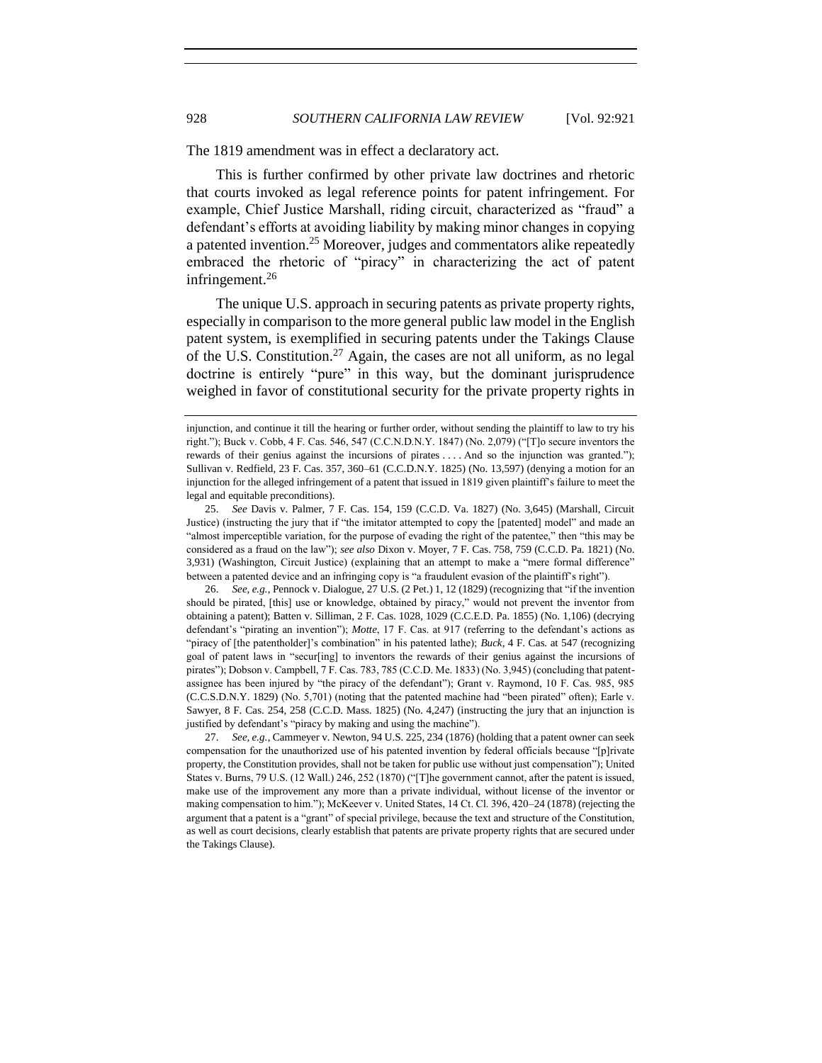The 1819 amendment was in effect a declaratory act.

This is further confirmed by other private law doctrines and rhetoric that courts invoked as legal reference points for patent infringement. For example, Chief Justice Marshall, riding circuit, characterized as "fraud" a defendant's efforts at avoiding liability by making minor changes in copying a patented invention.[25] Moreover, judges and commentators alike repeatedly embraced the rhetoric of "piracy" in characterizing the act of patent infringement.[26]

The unique U.S. approach in securing patents as private property rights, especially in comparison to the more general public law model in the English patent system, is exemplified in securing patents under the Takings Clause of the U.S. Constitution.[27] Again, the cases are not all uniform, as no legal doctrine is entirely "pure" in this way, but the dominant jurisprudence weighed in favor of constitutional security for the private property rights in

---

injunction, and continue it till the hearing or further order, without sending the plaintiff to law to try his right."); Buck v. Cobb, 4 F. Cas. 546, 547 (C.C.N.D.N.Y. 1847) (No. 2,079) ("[T]o secure inventors the rewards of their genius against the incursions of pirates . . . . And so the injunction was granted."); Sullivan v. Redfield, 23 F. Cas. 357, 360–61 (C.C.D.N.Y. 1825) (No. 13,597) (denying a motion for an injunction for the alleged infringement of a patent that issued in 1819 given plaintiff's failure to meet the legal and equitable preconditions).

25. *See* Davis v. Palmer, 7 F. Cas. 154, 159 (C.C.D. Va. 1827) (No. 3,645) (Marshall, Circuit Justice) (instructing the jury that if "the imitator attempted to copy the [patented] model" and made an "almost imperceptible variation, for the purpose of evading the right of the patentee," then "this may be considered as a fraud on the law"); *see also* Dixon v. Moyer, 7 F. Cas. 758, 759 (C.C.D. Pa. 1821) (No. 3,931) (Washington, Circuit Justice) (explaining that an attempt to make a "mere formal difference" between a patented device and an infringing copy is "a fraudulent evasion of the plaintiff's right").

26. *See, e.g.*, Pennock v. Dialogue, 27 U.S. (2 Pet.) 1, 12 (1829) (recognizing that "if the invention should be pirated, [this] use or knowledge, obtained by piracy," would not prevent the inventor from obtaining a patent); Batten v. Silliman, 2 F. Cas. 1028, 1029 (C.C.E.D. Pa. 1855) (No. 1,106) (decrying defendant's "pirating an invention"); *Motte*, 17 F. Cas. at 917 (referring to the defendant's actions as "piracy of [the patentholder]'s combination" in his patented lathe); *Buck*, 4 F. Cas. at 547 (recognizing goal of patent laws in "secur[ing] to inventors the rewards of their genius against the incursions of pirates"); Dobson v. Campbell, 7 F. Cas. 783, 785 (C.C.D. Me. 1833) (No. 3,945) (concluding that patent-assignee has been injured by "the piracy of the defendant"); Grant v. Raymond, 10 F. Cas. 985, 985 (C.C.S.D.N.Y. 1829) (No. 5,701) (noting that the patented machine had "been pirated" often); Earle v. Sawyer, 8 F. Cas. 254, 258 (C.C.D. Mass. 1825) (No. 4,247) (instructing the jury that an injunction is justified by defendant's "piracy by making and using the machine").

27. *See, e.g.*, Cammeyer v. Newton, 94 U.S. 225, 234 (1876) (holding that a patent owner can seek compensation for the unauthorized use of his patented invention by federal officials because "[p]rivate property, the Constitution provides, shall not be taken for public use without just compensation"); United States v. Burns, 79 U.S. (12 Wall.) 246, 252 (1870) ("[T]he government cannot, after the patent is issued, make use of the improvement any more than a private individual, without license of the inventor or making compensation to him."); McKeever v. United States, 14 Ct. Cl. 396, 420–24 (1878) (rejecting the argument that a patent is a "grant" of special privilege, because the text and structure of the Constitution, as well as court decisions, clearly establish that patents are private property rights that are secured under the Takings Clause).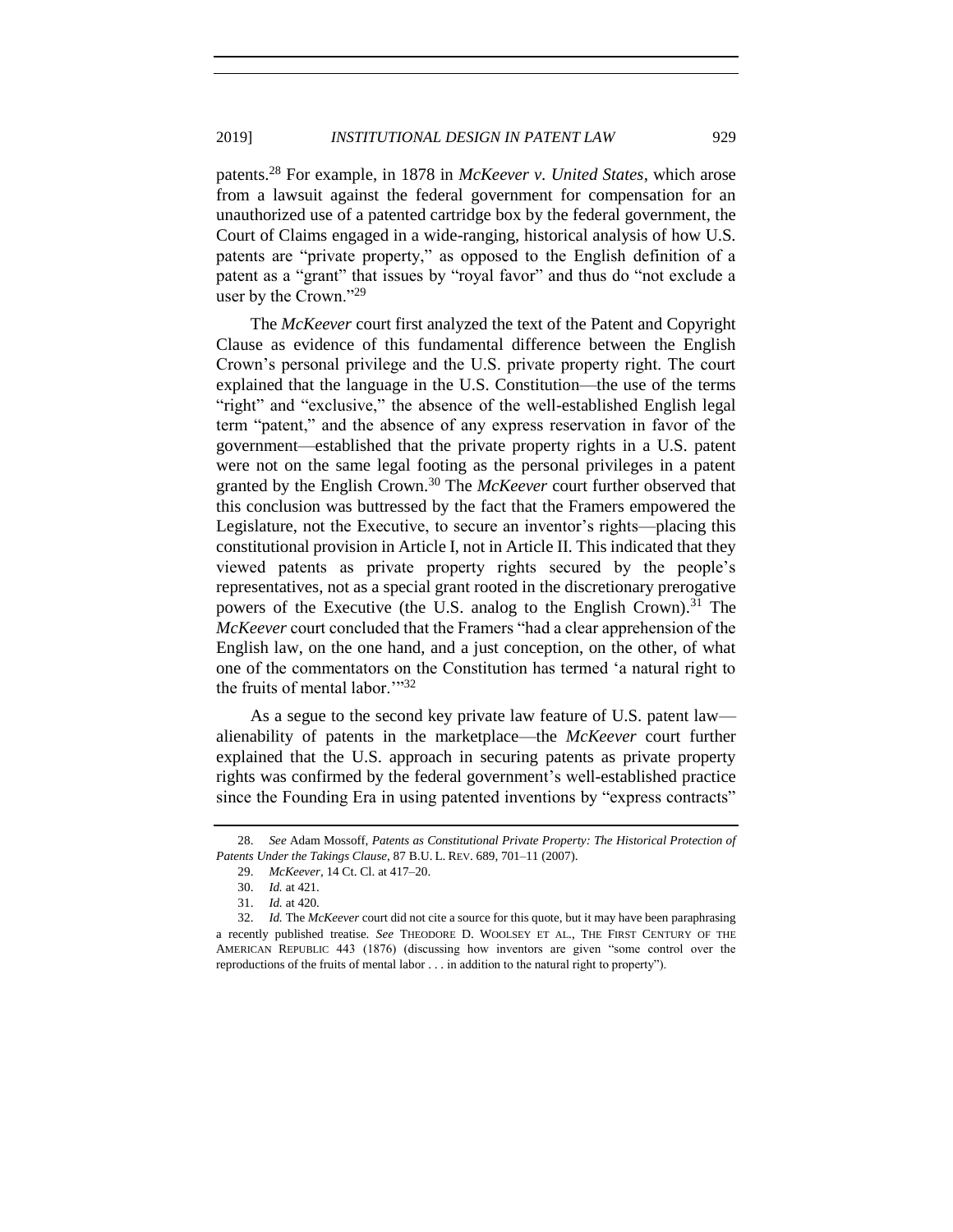patents.[28] For example, in 1878 in *McKeever v. United States*, which arose from a lawsuit against the federal government for compensation for an unauthorized use of a patented cartridge box by the federal government, the Court of Claims engaged in a wide-ranging, historical analysis of how U.S. patents are "private property," as opposed to the English definition of a patent as a "grant" that issues by "royal favor" and thus do "not exclude a user by the Crown."[29]

The *McKeever* court first analyzed the text of the Patent and Copyright Clause as evidence of this fundamental difference between the English Crown's personal privilege and the U.S. private property right. The court explained that the language in the U.S. Constitution—the use of the terms "right" and "exclusive," the absence of the well-established English legal term "patent," and the absence of any express reservation in favor of the government—established that the private property rights in a U.S. patent were not on the same legal footing as the personal privileges in a patent granted by the English Crown.[30] The *McKeever* court further observed that this conclusion was buttressed by the fact that the Framers empowered the Legislature, not the Executive, to secure an inventor's rights—placing this constitutional provision in Article I, not in Article II. This indicated that they viewed patents as private property rights secured by the people's representatives, not as a special grant rooted in the discretionary prerogative powers of the Executive (the U.S. analog to the English Crown).[31] The *McKeever* court concluded that the Framers "had a clear apprehension of the English law, on the one hand, and a just conception, on the other, of what one of the commentators on the Constitution has termed 'a natural right to the fruits of mental labor.'"[32]

As a segue to the second key private law feature of U.S. patent law—alienability of patents in the marketplace—the *McKeever* court further explained that the U.S. approach in securing patents as private property rights was confirmed by the federal government's well-established practice since the Founding Era in using patented inventions by "express contracts"

---

28. *See* Adam Mossoff, *Patents as Constitutional Private Property: The Historical Protection of Patents Under the Takings Clause*, 87 B.U. L. REV. 689, 701–11 (2007).

29. *McKeever*, 14 Ct. Cl. at 417–20.

30. *Id.* at 421.

31. *Id.* at 420.

32. *Id.* The *McKeever* court did not cite a source for this quote, but it may have been paraphrasing a recently published treatise. *See* THEODORE D. WOOLSEY ET AL., THE FIRST CENTURY OF THE AMERICAN REPUBLIC 443 (1876) (discussing how inventors are given "some control over the reproductions of the fruits of mental labor . . . in addition to the natural right to property").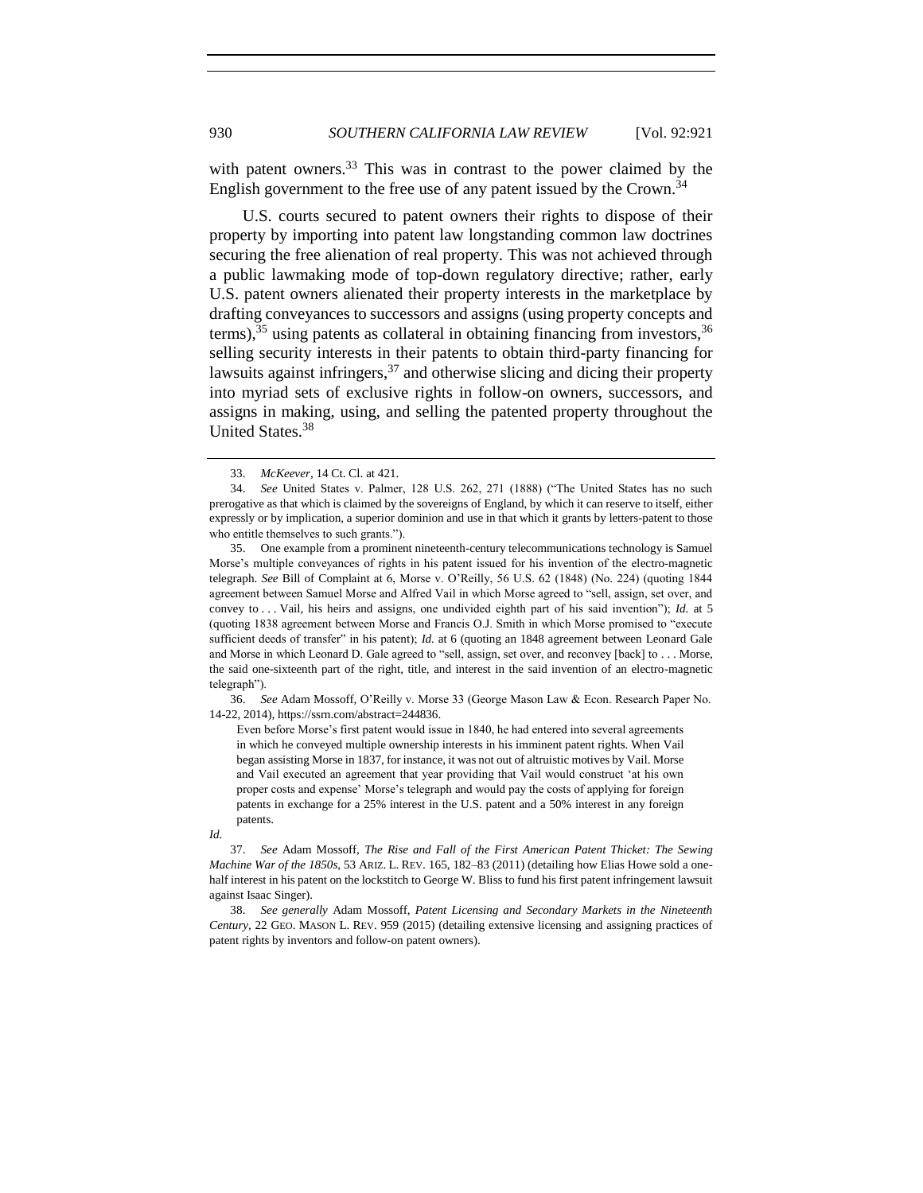with patent owners.[33] This was in contrast to the power claimed by the English government to the free use of any patent issued by the Crown.[34]

U.S. courts secured to patent owners their rights to dispose of their property by importing into patent law longstanding common law doctrines securing the free alienation of real property. This was not achieved through a public lawmaking mode of top-down regulatory directive; rather, early U.S. patent owners alienated their property interests in the marketplace by drafting conveyances to successors and assigns (using property concepts and terms),[35] using patents as collateral in obtaining financing from investors,[36] selling security interests in their patents to obtain third-party financing for lawsuits against infringers,[37] and otherwise slicing and dicing their property into myriad sets of exclusive rights in follow-on owners, successors, and assigns in making, using, and selling the patented property throughout the United States.[38]

---

33. *McKeever*, 14 Ct. Cl. at 421.

34. *See* United States v. Palmer, 128 U.S. 262, 271 (1888) ("The United States has no such prerogative as that which is claimed by the sovereigns of England, by which it can reserve to itself, either expressly or by implication, a superior dominion and use in that which it grants by letters-patent to those who entitle themselves to such grants.").

35. One example from a prominent nineteenth-century telecommunications technology is Samuel Morse's multiple conveyances of rights in his patent issued for his invention of the electro-magnetic telegraph. *See* Bill of Complaint at 6, Morse v. O'Reilly, 56 U.S. 62 (1848) (No. 224) (quoting 1844 agreement between Samuel Morse and Alfred Vail in which Morse agreed to "sell, assign, set over, and convey to . . . Vail, his heirs and assigns, one undivided eighth part of his said invention"); *Id.* at 5 (quoting 1838 agreement between Morse and Francis O.J. Smith in which Morse promised to "execute sufficient deeds of transfer" in his patent); *Id.* at 6 (quoting an 1848 agreement between Leonard Gale and Morse in which Leonard D. Gale agreed to "sell, assign, set over, and reconvey [back] to . . . Morse, the said one-sixteenth part of the right, title, and interest in the said invention of an electro-magnetic telegraph").

36. *See* Adam Mossoff, O'Reilly v. Morse 33 (George Mason Law & Econ. Research Paper No. 14-22, 2014), https://ssrn.com/abstract=244836.

> Even before Morse's first patent would issue in 1840, he had entered into several agreements in which he conveyed multiple ownership interests in his imminent patent rights. When Vail began assisting Morse in 1837, for instance, it was not out of altruistic motives by Vail. Morse and Vail executed an agreement that year providing that Vail would construct 'at his own proper costs and expense' Morse's telegraph and would pay the costs of applying for foreign patents in exchange for a 25% interest in the U.S. patent and a 50% interest in any foreign patents.

*Id.*

37. *See* Adam Mossoff, *The Rise and Fall of the First American Patent Thicket: The Sewing Machine War of the 1850s*, 53 ARIZ. L. REV. 165, 182–83 (2011) (detailing how Elias Howe sold a one-half interest in his patent on the lockstitch to George W. Bliss to fund his first patent infringement lawsuit against Isaac Singer).

38. *See generally* Adam Mossoff, *Patent Licensing and Secondary Markets in the Nineteenth Century*, 22 GEO. MASON L. REV. 959 (2015) (detailing extensive licensing and assigning practices of patent rights by inventors and follow-on patent owners).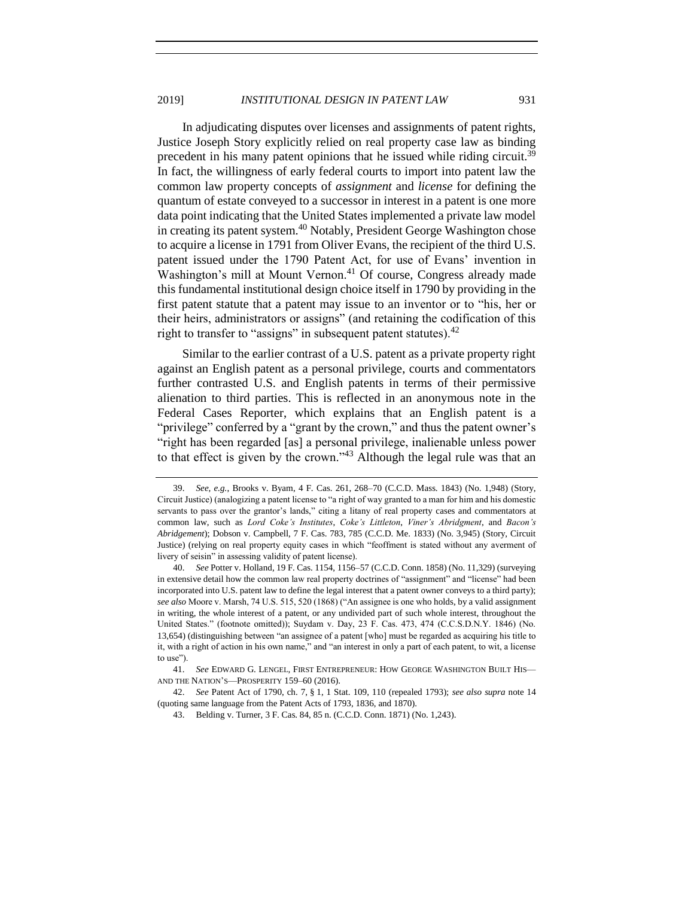In adjudicating disputes over licenses and assignments of patent rights, Justice Joseph Story explicitly relied on real property case law as binding precedent in his many patent opinions that he issued while riding circuit.[39] In fact, the willingness of early federal courts to import into patent law the common law property concepts of *assignment* and *license* for defining the quantum of estate conveyed to a successor in interest in a patent is one more data point indicating that the United States implemented a private law model in creating its patent system.[40] Notably, President George Washington chose to acquire a license in 1791 from Oliver Evans, the recipient of the third U.S. patent issued under the 1790 Patent Act, for use of Evans' invention in Washington's mill at Mount Vernon.[41] Of course, Congress already made this fundamental institutional design choice itself in 1790 by providing in the first patent statute that a patent may issue to an inventor or to "his, her or their heirs, administrators or assigns" (and retaining the codification of this right to transfer to "assigns" in subsequent patent statutes).[42]

Similar to the earlier contrast of a U.S. patent as a private property right against an English patent as a personal privilege, courts and commentators further contrasted U.S. and English patents in terms of their permissive alienation to third parties. This is reflected in an anonymous note in the Federal Cases Reporter, which explains that an English patent is a "privilege" conferred by a "grant by the crown," and thus the patent owner's "right has been regarded [as] a personal privilege, inalienable unless power to that effect is given by the crown."[43] Although the legal rule was that an

---

39. *See, e.g.*, Brooks v. Byam, 4 F. Cas. 261, 268–70 (C.C.D. Mass. 1843) (No. 1,948) (Story, Circuit Justice) (analogizing a patent license to "a right of way granted to a man for him and his domestic servants to pass over the grantor's lands," citing a litany of real property cases and commentators at common law, such as *Lord Coke's Institutes*, *Coke's Littleton*, *Viner's Abridgment*, and *Bacon's Abridgement*); Dobson v. Campbell, 7 F. Cas. 783, 785 (C.C.D. Me. 1833) (No. 3,945) (Story, Circuit Justice) (relying on real property equity cases in which "feoffment is stated without any averment of livery of seisin" in assessing validity of patent license).

40. *See* Potter v. Holland, 19 F. Cas. 1154, 1156–57 (C.C.D. Conn. 1858) (No. 11,329) (surveying in extensive detail how the common law real property doctrines of "assignment" and "license" had been incorporated into U.S. patent law to define the legal interest that a patent owner conveys to a third party); *see also* Moore v. Marsh, 74 U.S. 515, 520 (1868) ("An assignee is one who holds, by a valid assignment in writing, the whole interest of a patent, or any undivided part of such whole interest, throughout the United States." (footnote omitted)); Suydam v. Day, 23 F. Cas. 473, 474 (C.C.S.D.N.Y. 1846) (No. 13,654) (distinguishing between "an assignee of a patent [who] must be regarded as acquiring his title to it, with a right of action in his own name," and "an interest in only a part of each patent, to wit, a license to use").

41. *See* EDWARD G. LENGEL, FIRST ENTREPRENEUR: HOW GEORGE WASHINGTON BUILT HIS—AND THE NATION'S—PROSPERITY 159–60 (2016).

42. *See* Patent Act of 1790, ch. 7, § 1, 1 Stat. 109, 110 (repealed 1793); *see also supra* note 14 (quoting same language from the Patent Acts of 1793, 1836, and 1870).

43. Belding v. Turner, 3 F. Cas. 84, 85 n. (C.C.D. Conn. 1871) (No. 1,243).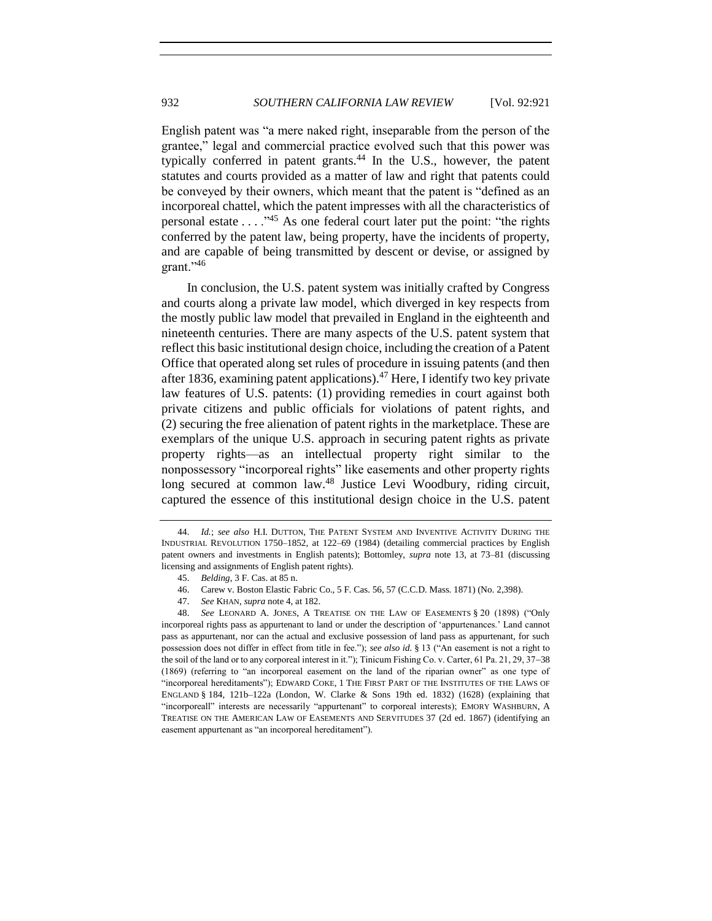English patent was "a mere naked right, inseparable from the person of the grantee," legal and commercial practice evolved such that this power was typically conferred in patent grants.[44] In the U.S., however, the patent statutes and courts provided as a matter of law and right that patents could be conveyed by their owners, which meant that the patent is "defined as an incorporeal chattel, which the patent impresses with all the characteristics of personal estate . . . ."[45] As one federal court later put the point: "the rights conferred by the patent law, being property, have the incidents of property, and are capable of being transmitted by descent or devise, or assigned by grant."[46]

In conclusion, the U.S. patent system was initially crafted by Congress and courts along a private law model, which diverged in key respects from the mostly public law model that prevailed in England in the eighteenth and nineteenth centuries. There are many aspects of the U.S. patent system that reflect this basic institutional design choice, including the creation of a Patent Office that operated along set rules of procedure in issuing patents (and then after 1836, examining patent applications).[47] Here, I identify two key private law features of U.S. patents: (1) providing remedies in court against both private citizens and public officials for violations of patent rights, and (2) securing the free alienation of patent rights in the marketplace. These are exemplars of the unique U.S. approach in securing patent rights as private property rights—as an intellectual property right similar to the nonpossessory "incorporeal rights" like easements and other property rights long secured at common law.[48] Justice Levi Woodbury, riding circuit, captured the essence of this institutional design choice in the U.S. patent

---

44. *Id.*; *see also* H.I. DUTTON, THE PATENT SYSTEM AND INVENTIVE ACTIVITY DURING THE INDUSTRIAL REVOLUTION 1750–1852, at 122–69 (1984) (detailing commercial practices by English patent owners and investments in English patents); Bottomley, *supra* note 13, at 73–81 (discussing licensing and assignments of English patent rights).

45. *Belding*, 3 F. Cas. at 85 n.

46. Carew v. Boston Elastic Fabric Co., 5 F. Cas. 56, 57 (C.C.D. Mass. 1871) (No. 2,398).

47. *See* KHAN, *supra* note 4, at 182.

48. *See* LEONARD A. JONES, A TREATISE ON THE LAW OF EASEMENTS § 20 (1898) ("Only incorporeal rights pass as appurtenant to land or under the description of 'appurtenances.' Land cannot pass as appurtenant, nor can the actual and exclusive possession of land pass as appurtenant, for such possession does not differ in effect from title in fee."); *see also id.* § 13 ("An easement is not a right to the soil of the land or to any corporeal interest in it."); Tinicum Fishing Co. v. Carter, 61 Pa. 21, 29, 37–38 (1869) (referring to "an incorporeal easement on the land of the riparian owner" as one type of "incorporeal hereditaments"); EDWARD COKE, 1 THE FIRST PART OF THE INSTITUTES OF THE LAWS OF ENGLAND § 184, 121b–122a (London, W. Clarke & Sons 19th ed. 1832) (1628) (explaining that "incorporeall" interests are necessarily "appurtenant" to corporeal interests); EMORY WASHBURN, A TREATISE ON THE AMERICAN LAW OF EASEMENTS AND SERVITUDES 37 (2d ed. 1867) (identifying an easement appurtenant as "an incorporeal hereditament").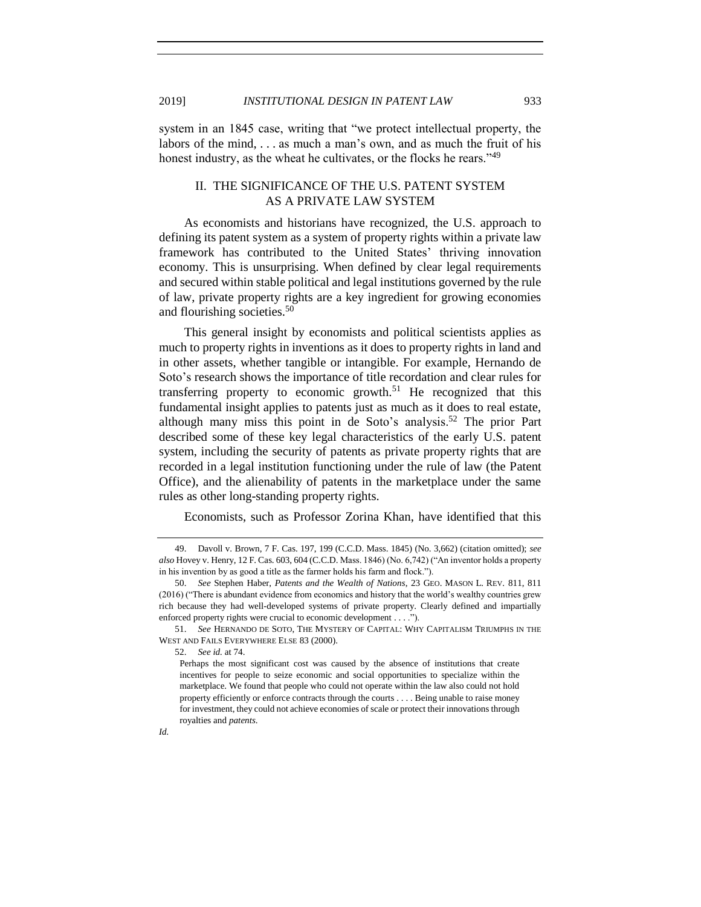system in an 1845 case, writing that "we protect intellectual property, the labors of the mind, . . . as much a man's own, and as much the fruit of his honest industry, as the wheat he cultivates, or the flocks he rears."[49]

## II. THE SIGNIFICANCE OF THE U.S. PATENT SYSTEM AS A PRIVATE LAW SYSTEM

As economists and historians have recognized, the U.S. approach to defining its patent system as a system of property rights within a private law framework has contributed to the United States' thriving innovation economy. This is unsurprising. When defined by clear legal requirements and secured within stable political and legal institutions governed by the rule of law, private property rights are a key ingredient for growing economies and flourishing societies.[50]

This general insight by economists and political scientists applies as much to property rights in inventions as it does to property rights in land and in other assets, whether tangible or intangible. For example, Hernando de Soto's research shows the importance of title recordation and clear rules for transferring property to economic growth.[51] He recognized that this fundamental insight applies to patents just as much as it does to real estate, although many miss this point in de Soto's analysis.[52] The prior Part described some of these key legal characteristics of the early U.S. patent system, including the security of patents as private property rights that are recorded in a legal institution functioning under the rule of law (the Patent Office), and the alienability of patents in the marketplace under the same rules as other long-standing property rights.

Economists, such as Professor Zorina Khan, have identified that this

---

49. Davoll v. Brown, 7 F. Cas. 197, 199 (C.C.D. Mass. 1845) (No. 3,662) (citation omitted); *see also* Hovey v. Henry, 12 F. Cas. 603, 604 (C.C.D. Mass. 1846) (No. 6,742) ("An inventor holds a property in his invention by as good a title as the farmer holds his farm and flock.").

50. *See* Stephen Haber, *Patents and the Wealth of Nations*, 23 GEO. MASON L. REV. 811, 811 (2016) ("There is abundant evidence from economics and history that the world's wealthy countries grew rich because they had well-developed systems of private property. Clearly defined and impartially enforced property rights were crucial to economic development . . . .").

51. *See* HERNANDO DE SOTO, THE MYSTERY OF CAPITAL: WHY CAPITALISM TRIUMPHS IN THE WEST AND FAILS EVERYWHERE ELSE 83 (2000).

52. *See id.* at 74.

> Perhaps the most significant cost was caused by the absence of institutions that create incentives for people to seize economic and social opportunities to specialize within the marketplace. We found that people who could not operate within the law also could not hold property efficiently or enforce contracts through the courts . . . . Being unable to raise money for investment, they could not achieve economies of scale or protect their innovations through royalties and *patents*.

*Id.*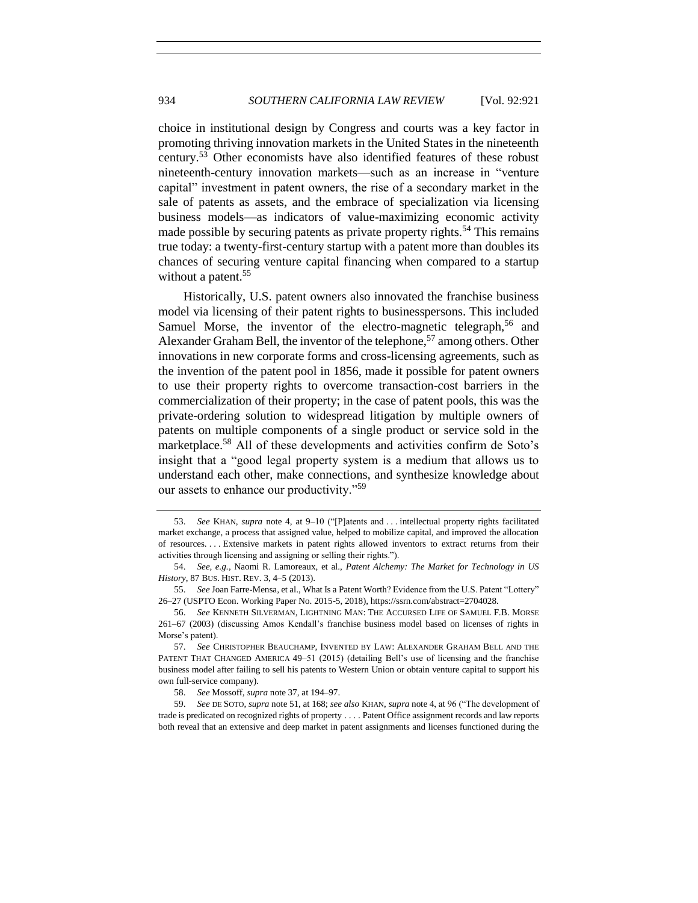choice in institutional design by Congress and courts was a key factor in promoting thriving innovation markets in the United States in the nineteenth century.[53] Other economists have also identified features of these robust nineteenth-century innovation markets—such as an increase in "venture capital" investment in patent owners, the rise of a secondary market in the sale of patents as assets, and the embrace of specialization via licensing business models—as indicators of value-maximizing economic activity made possible by securing patents as private property rights.[54] This remains true today: a twenty-first-century startup with a patent more than doubles its chances of securing venture capital financing when compared to a startup without a patent.[55]

Historically, U.S. patent owners also innovated the franchise business model via licensing of their patent rights to businesspersons. This included Samuel Morse, the inventor of the electro-magnetic telegraph,[56] and Alexander Graham Bell, the inventor of the telephone,[57] among others. Other innovations in new corporate forms and cross-licensing agreements, such as the invention of the patent pool in 1856, made it possible for patent owners to use their property rights to overcome transaction-cost barriers in the commercialization of their property; in the case of patent pools, this was the private-ordering solution to widespread litigation by multiple owners of patents on multiple components of a single product or service sold in the marketplace.[58] All of these developments and activities confirm de Soto's insight that a "good legal property system is a medium that allows us to understand each other, make connections, and synthesize knowledge about our assets to enhance our productivity."[59]

---

53. *See* KHAN, *supra* note 4, at 9–10 ("[P]atents and . . . intellectual property rights facilitated market exchange, a process that assigned value, helped to mobilize capital, and improved the allocation of resources. . . . Extensive markets in patent rights allowed inventors to extract returns from their activities through licensing and assigning or selling their rights.").

54. *See, e.g.*, Naomi R. Lamoreaux, et al., *Patent Alchemy: The Market for Technology in US History*, 87 BUS. HIST. REV. 3, 4–5 (2013).

55. *See* Joan Farre-Mensa, et al., What Is a Patent Worth? Evidence from the U.S. Patent "Lottery" 26–27 (USPTO Econ. Working Paper No. 2015-5, 2018), https://ssrn.com/abstract=2704028.

56. *See* KENNETH SILVERMAN, LIGHTNING MAN: THE ACCURSED LIFE OF SAMUEL F.B. MORSE 261–67 (2003) (discussing Amos Kendall's franchise business model based on licenses of rights in Morse's patent).

57. *See* CHRISTOPHER BEAUCHAMP, INVENTED BY LAW: ALEXANDER GRAHAM BELL AND THE PATENT THAT CHANGED AMERICA 49–51 (2015) (detailing Bell's use of licensing and the franchise business model after failing to sell his patents to Western Union or obtain venture capital to support his own full-service company).

58. *See* Mossoff, *supra* note 37, at 194–97.

59. *See* DE SOTO, *supra* note 51, at 168; *see also* KHAN, *supra* note 4, at 96 ("The development of trade is predicated on recognized rights of property . . . . Patent Office assignment records and law reports both reveal that an extensive and deep market in patent assignments and licenses functioned during the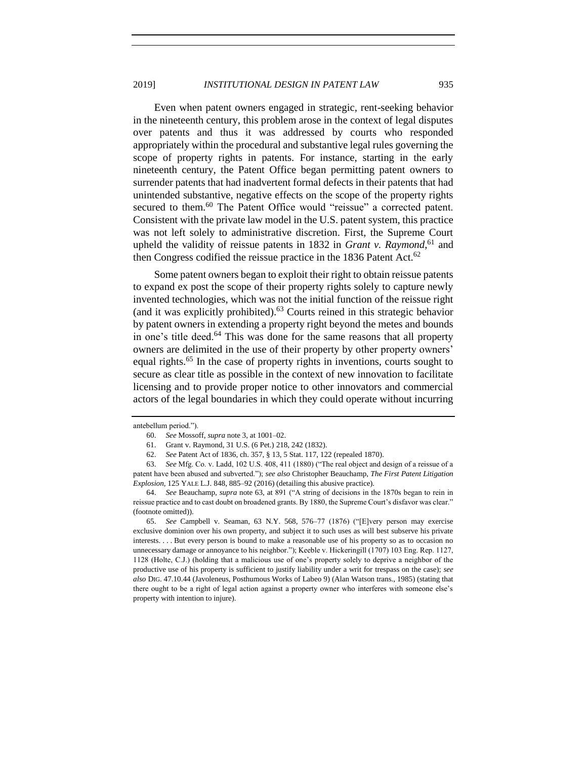Even when patent owners engaged in strategic, rent-seeking behavior in the nineteenth century, this problem arose in the context of legal disputes over patents and thus it was addressed by courts who responded appropriately within the procedural and substantive legal rules governing the scope of property rights in patents. For instance, starting in the early nineteenth century, the Patent Office began permitting patent owners to surrender patents that had inadvertent formal defects in their patents that had unintended substantive, negative effects on the scope of the property rights secured to them.[60] The Patent Office would "reissue" a corrected patent. Consistent with the private law model in the U.S. patent system, this practice was not left solely to administrative discretion. First, the Supreme Court upheld the validity of reissue patents in 1832 in *Grant v. Raymond*,[61] and then Congress codified the reissue practice in the 1836 Patent Act.[62]

Some patent owners began to exploit their right to obtain reissue patents to expand ex post the scope of their property rights solely to capture newly invented technologies, which was not the initial function of the reissue right (and it was explicitly prohibited).[63] Courts reined in this strategic behavior by patent owners in extending a property right beyond the metes and bounds in one's title deed.[64] This was done for the same reasons that all property owners are delimited in the use of their property by other property owners' equal rights.[65] In the case of property rights in inventions, courts sought to secure as clear title as possible in the context of new innovation to facilitate licensing and to provide proper notice to other innovators and commercial actors of the legal boundaries in which they could operate without incurring

---

antebellum period.").

60. *See* Mossoff, *supra* note 3, at 1001–02.

61. Grant v. Raymond, 31 U.S. (6 Pet.) 218, 242 (1832).

62. *See* Patent Act of 1836, ch. 357, § 13, 5 Stat. 117, 122 (repealed 1870).

63. *See* Mfg. Co. v. Ladd, 102 U.S. 408, 411 (1880) ("The real object and design of a reissue of a patent have been abused and subverted."); *see also* Christopher Beauchamp, *The First Patent Litigation Explosion*, 125 YALE L.J. 848, 885–92 (2016) (detailing this abusive practice).

64. *See* Beauchamp, *supra* note 63, at 891 ("A string of decisions in the 1870s began to rein in reissue practice and to cast doubt on broadened grants. By 1880, the Supreme Court's disfavor was clear." (footnote omitted)).

65. *See* Campbell v. Seaman, 63 N.Y. 568, 576–77 (1876) ("[E]very person may exercise exclusive dominion over his own property, and subject it to such uses as will best subserve his private interests. . . . But every person is bound to make a reasonable use of his property so as to occasion no unnecessary damage or annoyance to his neighbor."); Keeble v. Hickeringill (1707) 103 Eng. Rep. 1127, 1128 (Holte, C.J.) (holding that a malicious use of one's property solely to deprive a neighbor of the productive use of his property is sufficient to justify liability under a writ for trespass on the case); *see also* DIG. 47.10.44 (Javoleneus, Posthumous Works of Labeo 9) (Alan Watson trans., 1985) (stating that there ought to be a right of legal action against a property owner who interferes with someone else's property with intention to injure).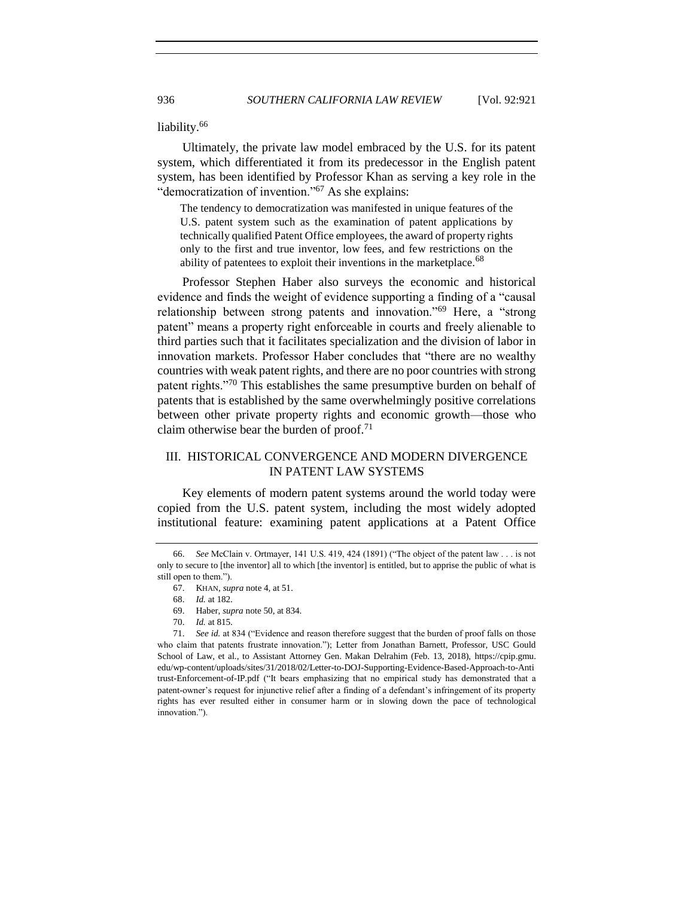liability.[66]

Ultimately, the private law model embraced by the U.S. for its patent system, which differentiated it from its predecessor in the English patent system, has been identified by Professor Khan as serving a key role in the "democratization of invention."[67] As she explains:

> The tendency to democratization was manifested in unique features of the U.S. patent system such as the examination of patent applications by technically qualified Patent Office employees, the award of property rights only to the first and true inventor, low fees, and few restrictions on the ability of patentees to exploit their inventions in the marketplace.[68]

Professor Stephen Haber also surveys the economic and historical evidence and finds the weight of evidence supporting a finding of a "causal relationship between strong patents and innovation."[69] Here, a "strong patent" means a property right enforceable in courts and freely alienable to third parties such that it facilitates specialization and the division of labor in innovation markets. Professor Haber concludes that "there are no wealthy countries with weak patent rights, and there are no poor countries with strong patent rights."[70] This establishes the same presumptive burden on behalf of patents that is established by the same overwhelmingly positive correlations between other private property rights and economic growth—those who claim otherwise bear the burden of proof.[71]

## III. HISTORICAL CONVERGENCE AND MODERN DIVERGENCE IN PATENT LAW SYSTEMS

Key elements of modern patent systems around the world today were copied from the U.S. patent system, including the most widely adopted institutional feature: examining patent applications at a Patent Office

66. *See* McClain v. Ortmayer, 141 U.S. 419, 424 (1891) ("The object of the patent law . . . is not only to secure to [the inventor] all to which [the inventor] is entitled, but to apprise the public of what is still open to them.").

67. KHAN, *supra* note 4, at 51.

68. *Id.* at 182.

69. Haber, *supra* note 50, at 834.

70. *Id.* at 815.

71. *See id.* at 834 ("Evidence and reason therefore suggest that the burden of proof falls on those who claim that patents frustrate innovation."); Letter from Jonathan Barnett, Professor, USC Gould School of Law, et al., to Assistant Attorney Gen. Makan Delrahim (Feb. 13, 2018), https://cpip.gmu.edu/wp-content/uploads/sites/31/2018/02/Letter-to-DOJ-Supporting-Evidence-Based-Approach-to-Antitrust-Enforcement-of-IP.pdf ("It bears emphasizing that no empirical study has demonstrated that a patent-owner's request for injunctive relief after a finding of a defendant's infringement of its property rights has ever resulted either in consumer harm or in slowing down the pace of technological innovation.").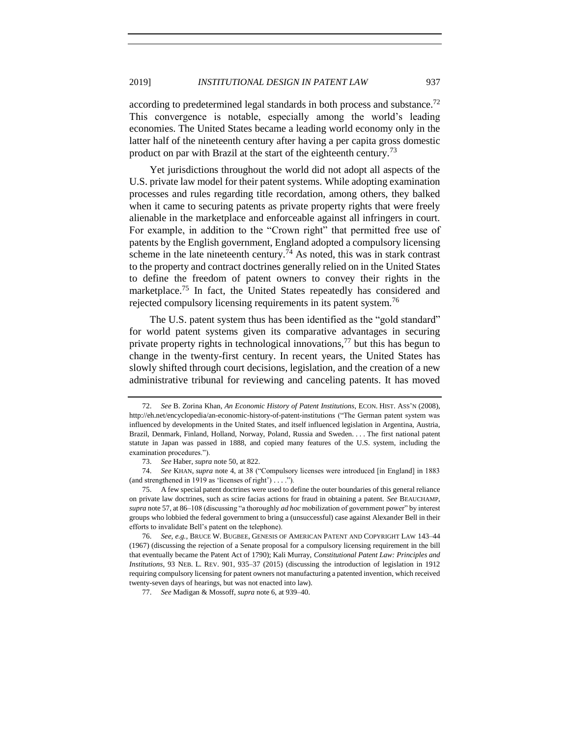according to predetermined legal standards in both process and substance.[72] This convergence is notable, especially among the world's leading economies. The United States became a leading world economy only in the latter half of the nineteenth century after having a per capita gross domestic product on par with Brazil at the start of the eighteenth century.[73]

Yet jurisdictions throughout the world did not adopt all aspects of the U.S. private law model for their patent systems. While adopting examination processes and rules regarding title recordation, among others, they balked when it came to securing patents as private property rights that were freely alienable in the marketplace and enforceable against all infringers in court. For example, in addition to the "Crown right" that permitted free use of patents by the English government, England adopted a compulsory licensing scheme in the late nineteenth century.[74] As noted, this was in stark contrast to the property and contract doctrines generally relied on in the United States to define the freedom of patent owners to convey their rights in the marketplace.[75] In fact, the United States repeatedly has considered and rejected compulsory licensing requirements in its patent system.[76]

The U.S. patent system thus has been identified as the "gold standard" for world patent systems given its comparative advantages in securing private property rights in technological innovations,[77] but this has begun to change in the twenty-first century. In recent years, the United States has slowly shifted through court decisions, legislation, and the creation of a new administrative tribunal for reviewing and canceling patents. It has moved

---

72. *See* B. Zorina Khan, *An Economic History of Patent Institutions*, ECON. HIST. ASS'N (2008), http://eh.net/encyclopedia/an-economic-history-of-patent-institutions ("The German patent system was influenced by developments in the United States, and itself influenced legislation in Argentina, Austria, Brazil, Denmark, Finland, Holland, Norway, Poland, Russia and Sweden. . . . The first national patent statute in Japan was passed in 1888, and copied many features of the U.S. system, including the examination procedures.").

73. *See* Haber, *supra* note 50, at 822.

74. *See* KHAN, *supra* note 4, at 38 ("Compulsory licenses were introduced [in England] in 1883 (and strengthened in 1919 as 'licenses of right') . . . .").

75. A few special patent doctrines were used to define the outer boundaries of this general reliance on private law doctrines, such as scire facias actions for fraud in obtaining a patent. *See* BEAUCHAMP, *supra* note 57, at 86–108 (discussing "a thoroughly *ad hoc* mobilization of government power" by interest groups who lobbied the federal government to bring a (unsuccessful) case against Alexander Bell in their efforts to invalidate Bell's patent on the telephone).

76. *See, e.g.*, BRUCE W. BUGBEE, GENESIS OF AMERICAN PATENT AND COPYRIGHT LAW 143–44 (1967) (discussing the rejection of a Senate proposal for a compulsory licensing requirement in the bill that eventually became the Patent Act of 1790); Kali Murray, *Constitutional Patent Law: Principles and Institutions*, 93 NEB. L. REV. 901, 935–37 (2015) (discussing the introduction of legislation in 1912 requiring compulsory licensing for patent owners not manufacturing a patented invention, which received twenty-seven days of hearings, but was not enacted into law).

77. *See* Madigan & Mossoff, *supra* note 6, at 939–40.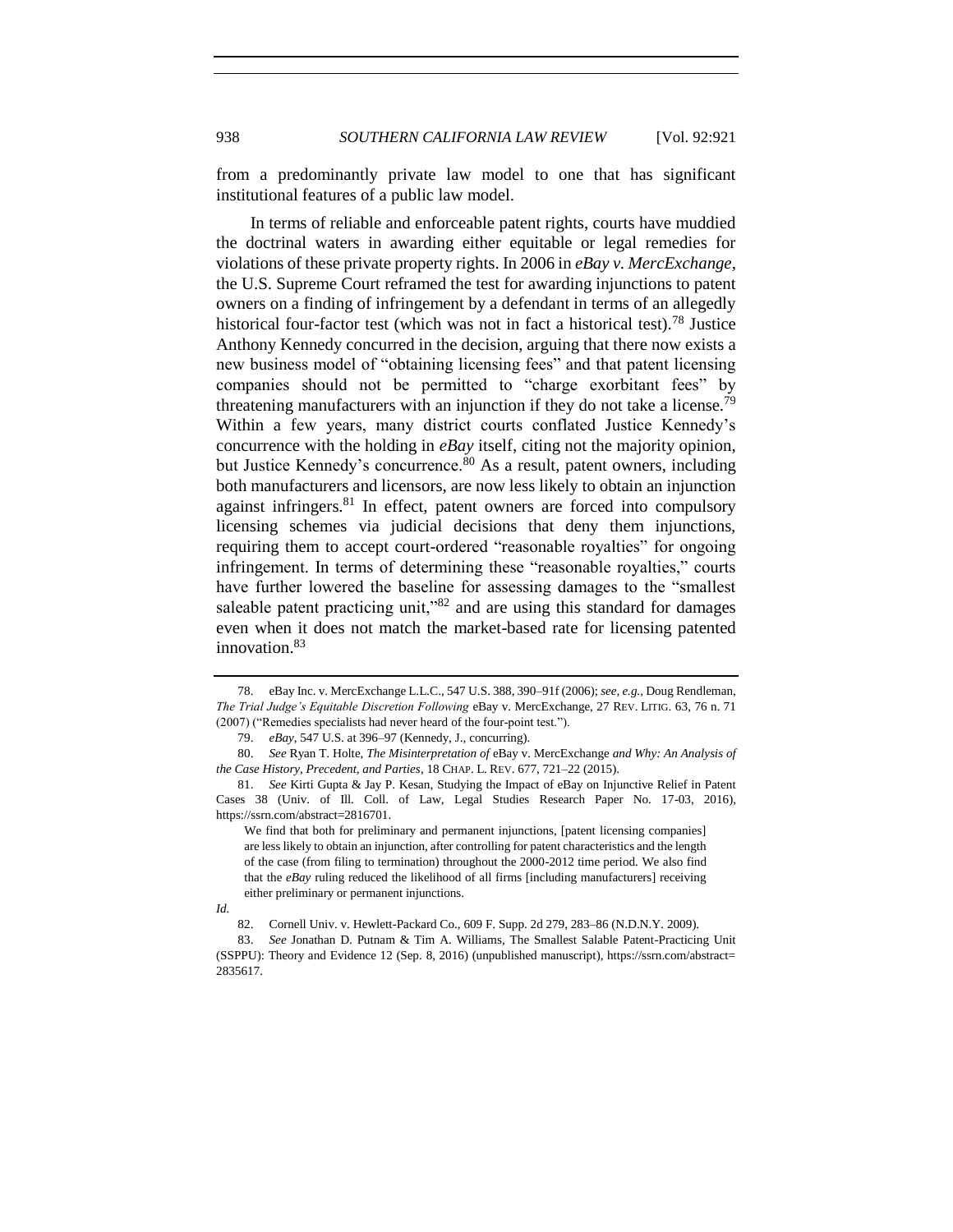from a predominantly private law model to one that has significant institutional features of a public law model.

In terms of reliable and enforceable patent rights, courts have muddied the doctrinal waters in awarding either equitable or legal remedies for violations of these private property rights. In 2006 in *eBay v. MercExchange*, the U.S. Supreme Court reframed the test for awarding injunctions to patent owners on a finding of infringement by a defendant in terms of an allegedly historical four-factor test (which was not in fact a historical test).[78] Justice Anthony Kennedy concurred in the decision, arguing that there now exists a new business model of "obtaining licensing fees" and that patent licensing companies should not be permitted to "charge exorbitant fees" by threatening manufacturers with an injunction if they do not take a license.[79] Within a few years, many district courts conflated Justice Kennedy's concurrence with the holding in *eBay* itself, citing not the majority opinion, but Justice Kennedy's concurrence.[80] As a result, patent owners, including both manufacturers and licensors, are now less likely to obtain an injunction against infringers.[81] In effect, patent owners are forced into compulsory licensing schemes via judicial decisions that deny them injunctions, requiring them to accept court-ordered "reasonable royalties" for ongoing infringement. In terms of determining these "reasonable royalties," courts have further lowered the baseline for assessing damages to the "smallest saleable patent practicing unit,"[82] and are using this standard for damages even when it does not match the market-based rate for licensing patented innovation.[83]

---

78. eBay Inc. v. MercExchange L.L.C., 547 U.S. 388, 390–91f (2006); *see, e.g.*, Doug Rendleman, *The Trial Judge's Equitable Discretion Following* eBay v. MercExchange, 27 REV. LITIG. 63, 76 n. 71 (2007) ("Remedies specialists had never heard of the four-point test.").

79. *eBay*, 547 U.S. at 396–97 (Kennedy, J., concurring).

80. *See* Ryan T. Holte, *The Misinterpretation of* eBay v. MercExchange *and Why: An Analysis of the Case History, Precedent, and Parties*, 18 CHAP. L. REV. 677, 721–22 (2015).

81. *See* Kirti Gupta & Jay P. Kesan, Studying the Impact of eBay on Injunctive Relief in Patent Cases 38 (Univ. of Ill. Coll. of Law, Legal Studies Research Paper No. 17-03, 2016), https://ssrn.com/abstract=2816701.

> We find that both for preliminary and permanent injunctions, [patent licensing companies] are less likely to obtain an injunction, after controlling for patent characteristics and the length of the case (from filing to termination) throughout the 2000-2012 time period. We also find that the *eBay* ruling reduced the likelihood of all firms [including manufacturers] receiving either preliminary or permanent injunctions.

*Id.*

82. Cornell Univ. v. Hewlett-Packard Co., 609 F. Supp. 2d 279, 283–86 (N.D.N.Y. 2009).

83. *See* Jonathan D. Putnam & Tim A. Williams, The Smallest Salable Patent-Practicing Unit (SSPPU): Theory and Evidence 12 (Sep. 8, 2016) (unpublished manuscript), https://ssrn.com/abstract=2835617.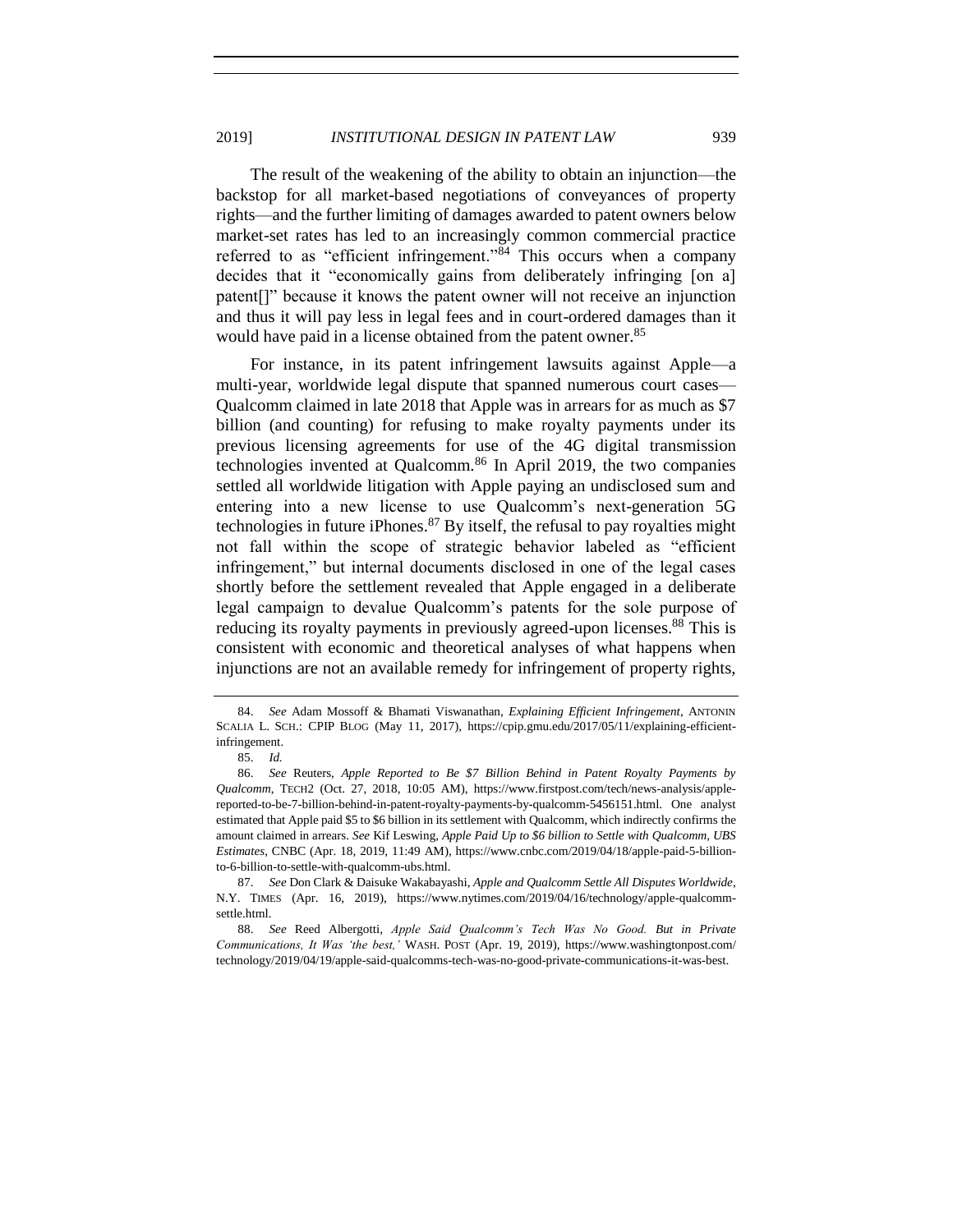The result of the weakening of the ability to obtain an injunction—the backstop for all market-based negotiations of conveyances of property rights—and the further limiting of damages awarded to patent owners below market-set rates has led to an increasingly common commercial practice referred to as "efficient infringement."[84] This occurs when a company decides that it "economically gains from deliberately infringing [on a] patent[]" because it knows the patent owner will not receive an injunction and thus it will pay less in legal fees and in court-ordered damages than it would have paid in a license obtained from the patent owner.[85]

For instance, in its patent infringement lawsuits against Apple—a multi-year, worldwide legal dispute that spanned numerous court cases—Qualcomm claimed in late 2018 that Apple was in arrears for as much as $7 billion (and counting) for refusing to make royalty payments under its previous licensing agreements for use of the 4G digital transmission technologies invented at Qualcomm.[86] In April 2019, the two companies settled all worldwide litigation with Apple paying an undisclosed sum and entering into a new license to use Qualcomm's next-generation 5G technologies in future iPhones.[87] By itself, the refusal to pay royalties might not fall within the scope of strategic behavior labeled as "efficient infringement," but internal documents disclosed in one of the legal cases shortly before the settlement revealed that Apple engaged in a deliberate legal campaign to devalue Qualcomm's patents for the sole purpose of reducing its royalty payments in previously agreed-upon licenses.[88] This is consistent with economic and theoretical analyses of what happens when injunctions are not an available remedy for infringement of property rights,

---

84. *See* Adam Mossoff & Bhamati Viswanathan, *Explaining Efficient Infringement*, ANTONIN SCALIA L. SCH.: CPIP BLOG (May 11, 2017), https://cpip.gmu.edu/2017/05/11/explaining-efficient-infringement.

85. *Id.*

86. *See* Reuters, *Apple Reported to Be $7 Billion Behind in Patent Royalty Payments by Qualcomm*, TECH2 (Oct. 27, 2018, 10:05 AM), https://www.firstpost.com/tech/news-analysis/apple-reported-to-be-7-billion-behind-in-patent-royalty-payments-by-qualcomm-5456151.html. One analyst estimated that Apple paid $5 to $6 billion in its settlement with Qualcomm, which indirectly confirms the amount claimed in arrears. *See* Kif Leswing, *Apple Paid Up to $6 billion to Settle with Qualcomm, UBS Estimates*, CNBC (Apr. 18, 2019, 11:49 AM), https://www.cnbc.com/2019/04/18/apple-paid-5-billion-to-6-billion-to-settle-with-qualcomm-ubs.html.

87. *See* Don Clark & Daisuke Wakabayashi, *Apple and Qualcomm Settle All Disputes Worldwide*, N.Y. TIMES (Apr. 16, 2019), https://www.nytimes.com/2019/04/16/technology/apple-qualcomm-settle.html.

88. *See* Reed Albergotti, *Apple Said Qualcomm's Tech Was No Good. But in Private Communications, It Was 'the best,'* WASH. POST (Apr. 19, 2019), https://www.washingtonpost.com/technology/2019/04/19/apple-said-qualcomms-tech-was-no-good-private-communications-it-was-best.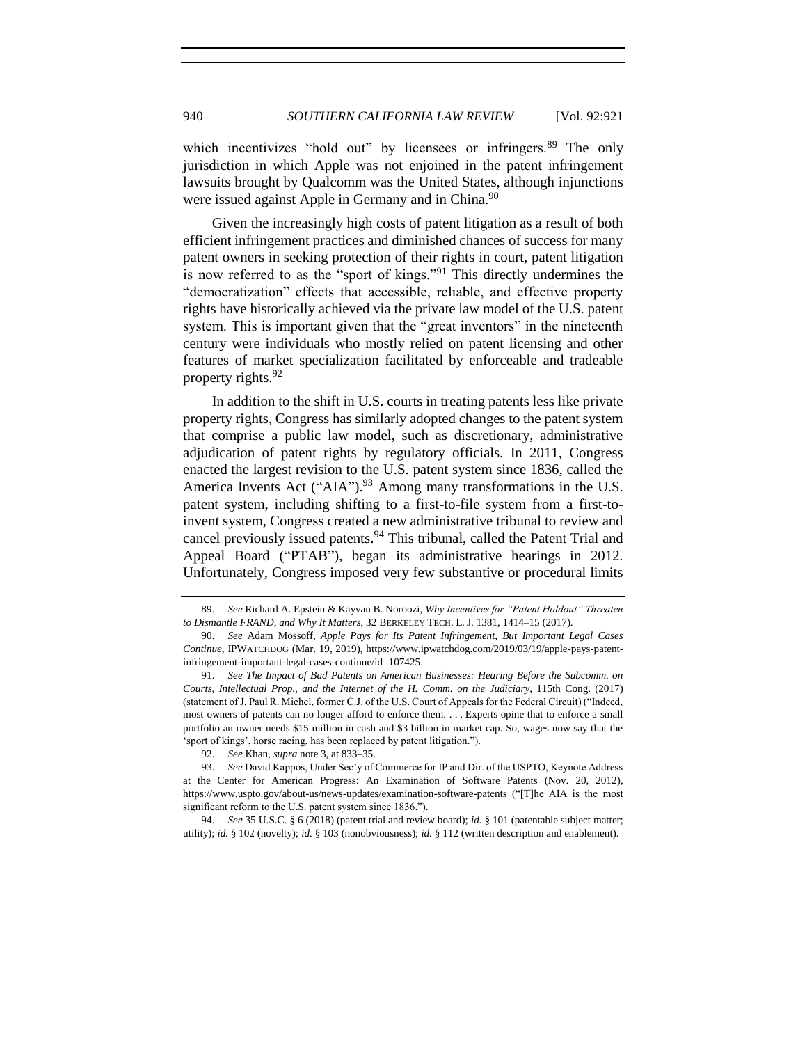which incentivizes "hold out" by licensees or infringers.[89] The only jurisdiction in which Apple was not enjoined in the patent infringement lawsuits brought by Qualcomm was the United States, although injunctions were issued against Apple in Germany and in China.[90]

Given the increasingly high costs of patent litigation as a result of both efficient infringement practices and diminished chances of success for many patent owners in seeking protection of their rights in court, patent litigation is now referred to as the "sport of kings."[91] This directly undermines the "democratization" effects that accessible, reliable, and effective property rights have historically achieved via the private law model of the U.S. patent system. This is important given that the "great inventors" in the nineteenth century were individuals who mostly relied on patent licensing and other features of market specialization facilitated by enforceable and tradeable property rights.[92]

In addition to the shift in U.S. courts in treating patents less like private property rights, Congress has similarly adopted changes to the patent system that comprise a public law model, such as discretionary, administrative adjudication of patent rights by regulatory officials. In 2011, Congress enacted the largest revision to the U.S. patent system since 1836, called the America Invents Act ("AIA").[93] Among many transformations in the U.S. patent system, including shifting to a first-to-file system from a first-to-invent system, Congress created a new administrative tribunal to review and cancel previously issued patents.[94] This tribunal, called the Patent Trial and Appeal Board ("PTAB"), began its administrative hearings in 2012. Unfortunately, Congress imposed very few substantive or procedural limits

---

89. *See* Richard A. Epstein & Kayvan B. Noroozi, *Why Incentives for "Patent Holdout" Threaten to Dismantle FRAND, and Why It Matters*, 32 BERKELEY TECH. L. J. 1381, 1414–15 (2017).

90. *See* Adam Mossoff, *Apple Pays for Its Patent Infringement, But Important Legal Cases Continue*, IPWATCHDOG (Mar. 19, 2019), https://www.ipwatchdog.com/2019/03/19/apple-pays-patent-infringement-important-legal-cases-continue/id=107425.

91. *See The Impact of Bad Patents on American Businesses: Hearing Before the Subcomm. on Courts, Intellectual Prop., and the Internet of the H. Comm. on the Judiciary*, 115th Cong. (2017) (statement of J. Paul R. Michel, former C.J. of the U.S. Court of Appeals for the Federal Circuit) ("Indeed, most owners of patents can no longer afford to enforce them. . . . Experts opine that to enforce a small portfolio an owner needs $15 million in cash and $3 billion in market cap. So, wages now say that the 'sport of kings', horse racing, has been replaced by patent litigation.").

92. *See* Khan, *supra* note 3, at 833–35.

93. *See* David Kappos, Under Sec'y of Commerce for IP and Dir. of the USPTO, Keynote Address at the Center for American Progress: An Examination of Software Patents (Nov. 20, 2012), https://www.uspto.gov/about-us/news-updates/examination-software-patents ("[T]he AIA is the most significant reform to the U.S. patent system since 1836.").

94. *See* 35 U.S.C. § 6 (2018) (patent trial and review board); *id.* § 101 (patentable subject matter; utility); *id.* § 102 (novelty); *id.* § 103 (nonobviousness); *id.* § 112 (written description and enablement).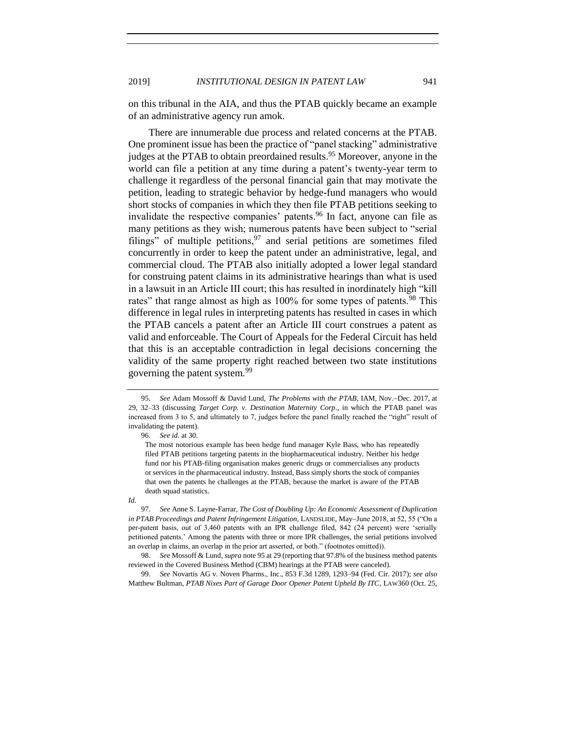on this tribunal in the AIA, and thus the PTAB quickly became an example of an administrative agency run amok.

There are innumerable due process and related concerns at the PTAB. One prominent issue has been the practice of "panel stacking" administrative judges at the PTAB to obtain preordained results.[95] Moreover, anyone in the world can file a petition at any time during a patent's twenty-year term to challenge it regardless of the personal financial gain that may motivate the petition, leading to strategic behavior by hedge-fund managers who would short stocks of companies in which they then file PTAB petitions seeking to invalidate the respective companies' patents.[96] In fact, anyone can file as many petitions as they wish; numerous patents have been subject to "serial filings" of multiple petitions,[97] and serial petitions are sometimes filed concurrently in order to keep the patent under an administrative, legal, and commercial cloud. The PTAB also initially adopted a lower legal standard for construing patent claims in its administrative hearings than what is used in a lawsuit in an Article III court; this has resulted in inordinately high "kill rates" that range almost as high as 100% for some types of patents.[98] This difference in legal rules in interpreting patents has resulted in cases in which the PTAB cancels a patent after an Article III court construes a patent as valid and enforceable. The Court of Appeals for the Federal Circuit has held that this is an acceptable contradiction in legal decisions concerning the validity of the same property right reached between two state institutions governing the patent system.[99]

---

95. *See* Adam Mossoff & David Lund, *The Problems with the PTAB*, IAM, Nov.–Dec. 2017, at 29, 32–33 (discussing *Target Corp. v. Destination Maternity Corp*., in which the PTAB panel was increased from 3 to 5, and ultimately to 7, judges before the panel finally reached the "right" result of invalidating the patent).

96. *See id.* at 30.

> The most notorious example has been hedge fund manager Kyle Bass, who has repeatedly filed PTAB petitions targeting patents in the biopharmaceutical industry. Neither his hedge fund nor his PTAB-filing organisation makes generic drugs or commercialises any products or services in the pharmaceutical industry. Instead, Bass simply shorts the stock of companies that own the patents he challenges at the PTAB, because the market is aware of the PTAB death squad statistics.

*Id.*

97. *See* Anne S. Layne-Farrar, *The Cost of Doubling Up: An Economic Assessment of Duplication in PTAB Proceedings and Patent Infringement Litigation*, LANDSLIDE, May–June 2018, at 52, 55 ("On a per-patent basis, out of 3,460 patents with an IPR challenge filed, 842 (24 percent) were 'serially petitioned patents.' Among the patents with three or more IPR challenges, the serial petitions involved an overlap in claims, an overlap in the prior art asserted, or both." (footnotes omitted)).

98. *See* Mossoff & Lund, *supra* note 95 at 29 (reporting that 97.8% of the business method patents reviewed in the Covered Business Method (CBM) hearings at the PTAB were canceled).

99. *See* Novartis AG v. Noven Pharms., Inc., 853 F.3d 1289, 1293–94 (Fed. Cir. 2017); *see also* Matthew Bultman, *PTAB Nixes Part of Garage Door Opener Patent Upheld By ITC*, LAW360 (Oct. 25,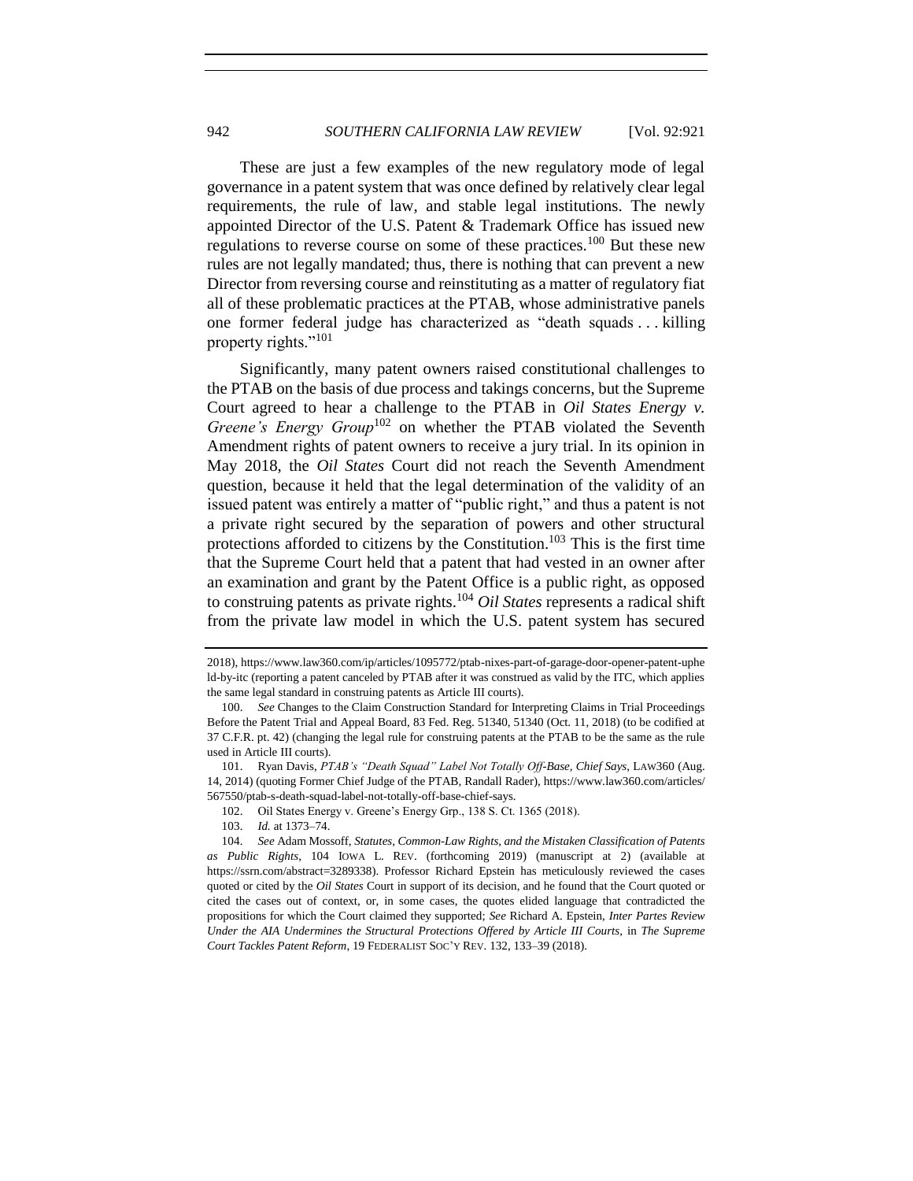These are just a few examples of the new regulatory mode of legal governance in a patent system that was once defined by relatively clear legal requirements, the rule of law, and stable legal institutions. The newly appointed Director of the U.S. Patent & Trademark Office has issued new regulations to reverse course on some of these practices.[100] But these new rules are not legally mandated; thus, there is nothing that can prevent a new Director from reversing course and reinstituting as a matter of regulatory fiat all of these problematic practices at the PTAB, whose administrative panels one former federal judge has characterized as "death squads . . . killing property rights."[101]

Significantly, many patent owners raised constitutional challenges to the PTAB on the basis of due process and takings concerns, but the Supreme Court agreed to hear a challenge to the PTAB in *Oil States Energy v. Greene's Energy Group*[102] on whether the PTAB violated the Seventh Amendment rights of patent owners to receive a jury trial. In its opinion in May 2018, the *Oil States* Court did not reach the Seventh Amendment question, because it held that the legal determination of the validity of an issued patent was entirely a matter of "public right," and thus a patent is not a private right secured by the separation of powers and other structural protections afforded to citizens by the Constitution.[103] This is the first time that the Supreme Court held that a patent that had vested in an owner after an examination and grant by the Patent Office is a public right, as opposed to construing patents as private rights.[104] *Oil States* represents a radical shift from the private law model in which the U.S. patent system has secured

---

2018), https://www.law360.com/ip/articles/1095772/ptab-nixes-part-of-garage-door-opener-patent-upheld-by-itc (reporting a patent canceled by PTAB after it was construed as valid by the ITC, which applies the same legal standard in construing patents as Article III courts).

100. *See* Changes to the Claim Construction Standard for Interpreting Claims in Trial Proceedings Before the Patent Trial and Appeal Board, 83 Fed. Reg. 51340, 51340 (Oct. 11, 2018) (to be codified at 37 C.F.R. pt. 42) (changing the legal rule for construing patents at the PTAB to be the same as the rule used in Article III courts).

101. Ryan Davis, *PTAB's "Death Squad" Label Not Totally Off-Base, Chief Says*, LAW360 (Aug. 14, 2014) (quoting Former Chief Judge of the PTAB, Randall Rader), https://www.law360.com/articles/567550/ptab-s-death-squad-label-not-totally-off-base-chief-says.

102. Oil States Energy v. Greene's Energy Grp., 138 S. Ct. 1365 (2018).

103. *Id.* at 1373–74.

104. *See* Adam Mossoff, *Statutes, Common-Law Rights, and the Mistaken Classification of Patents as Public Rights*, 104 IOWA L. REV. (forthcoming 2019) (manuscript at 2) (available at https://ssrn.com/abstract=3289338). Professor Richard Epstein has meticulously reviewed the cases quoted or cited by the *Oil States* Court in support of its decision, and he found that the Court quoted or cited the cases out of context, or, in some cases, the quotes elided language that contradicted the propositions for which the Court claimed they supported; *See* Richard A. Epstein, *Inter Partes Review Under the AIA Undermines the Structural Protections Offered by Article III Courts*, in *The Supreme Court Tackles Patent Reform*, 19 FEDERALIST SOC'Y REV. 132, 133–39 (2018).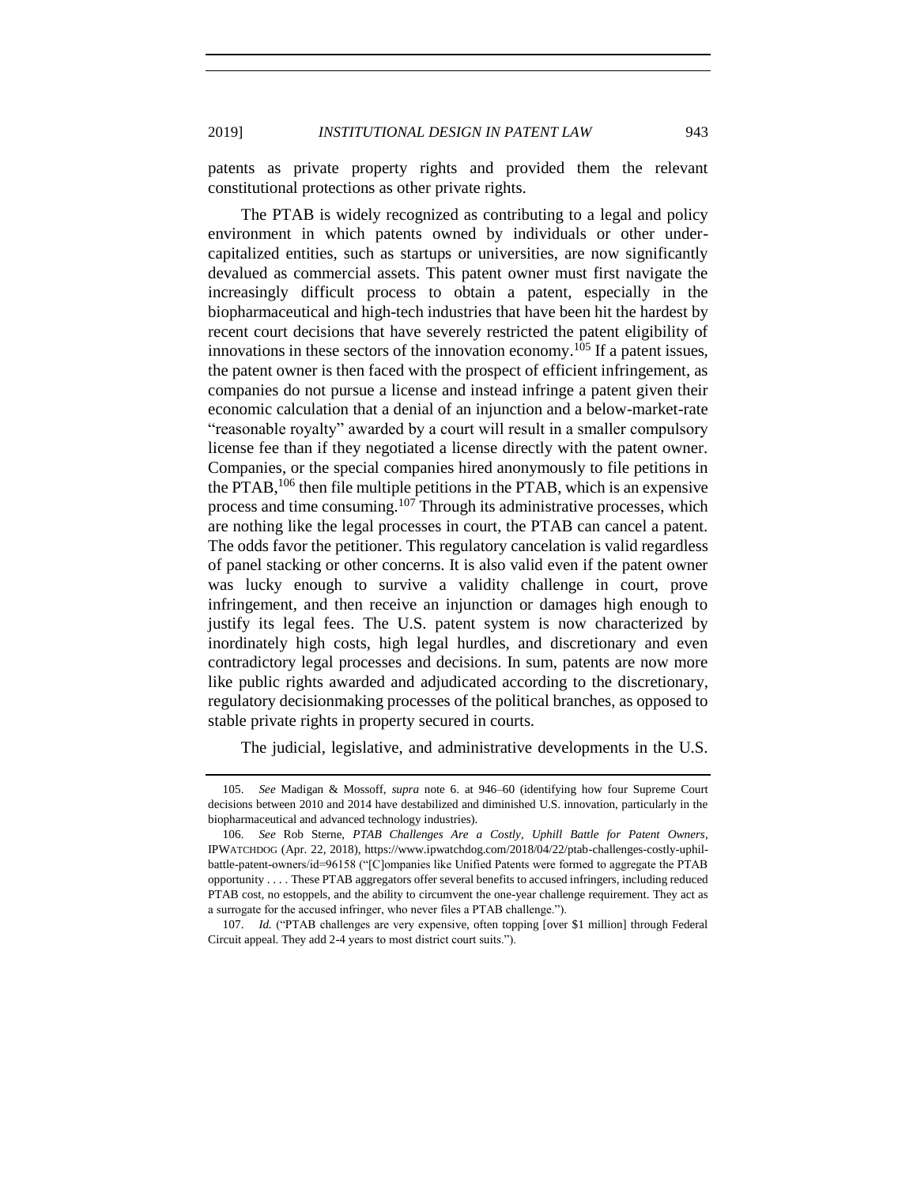patents as private property rights and provided them the relevant constitutional protections as other private rights.

The PTAB is widely recognized as contributing to a legal and policy environment in which patents owned by individuals or other under-capitalized entities, such as startups or universities, are now significantly devalued as commercial assets. This patent owner must first navigate the increasingly difficult process to obtain a patent, especially in the biopharmaceutical and high-tech industries that have been hit the hardest by recent court decisions that have severely restricted the patent eligibility of innovations in these sectors of the innovation economy.[105] If a patent issues, the patent owner is then faced with the prospect of efficient infringement, as companies do not pursue a license and instead infringe a patent given their economic calculation that a denial of an injunction and a below-market-rate "reasonable royalty" awarded by a court will result in a smaller compulsory license fee than if they negotiated a license directly with the patent owner. Companies, or the special companies hired anonymously to file petitions in the PTAB,[106] then file multiple petitions in the PTAB, which is an expensive process and time consuming.[107] Through its administrative processes, which are nothing like the legal processes in court, the PTAB can cancel a patent. The odds favor the petitioner. This regulatory cancelation is valid regardless of panel stacking or other concerns. It is also valid even if the patent owner was lucky enough to survive a validity challenge in court, prove infringement, and then receive an injunction or damages high enough to justify its legal fees. The U.S. patent system is now characterized by inordinately high costs, high legal hurdles, and discretionary and even contradictory legal processes and decisions. In sum, patents are now more like public rights awarded and adjudicated according to the discretionary, regulatory decisionmaking processes of the political branches, as opposed to stable private rights in property secured in courts.

The judicial, legislative, and administrative developments in the U.S.

---

105. *See* Madigan & Mossoff, *supra* note 6. at 946–60 (identifying how four Supreme Court decisions between 2010 and 2014 have destabilized and diminished U.S. innovation, particularly in the biopharmaceutical and advanced technology industries).

106. *See* Rob Sterne, *PTAB Challenges Are a Costly, Uphill Battle for Patent Owners*, IPWATCHDOG (Apr. 22, 2018), https://www.ipwatchdog.com/2018/04/22/ptab-challenges-costly-uphil-battle-patent-owners/id=96158 ("[C]ompanies like Unified Patents were formed to aggregate the PTAB opportunity . . . . These PTAB aggregators offer several benefits to accused infringers, including reduced PTAB cost, no estoppels, and the ability to circumvent the one-year challenge requirement. They act as a surrogate for the accused infringer, who never files a PTAB challenge.").

107. *Id.* ("PTAB challenges are very expensive, often topping [over $1 million] through Federal Circuit appeal. They add 2-4 years to most district court suits.").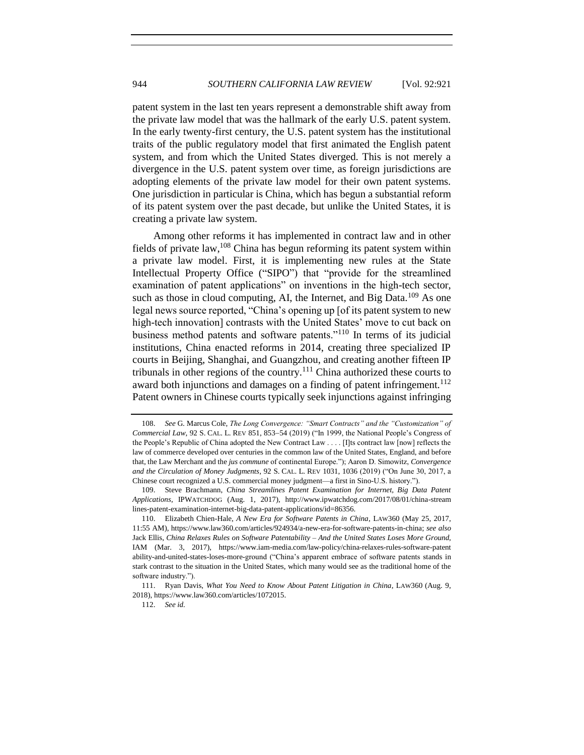patent system in the last ten years represent a demonstrable shift away from the private law model that was the hallmark of the early U.S. patent system. In the early twenty-first century, the U.S. patent system has the institutional traits of the public regulatory model that first animated the English patent system, and from which the United States diverged. This is not merely a divergence in the U.S. patent system over time, as foreign jurisdictions are adopting elements of the private law model for their own patent systems. One jurisdiction in particular is China, which has begun a substantial reform of its patent system over the past decade, but unlike the United States, it is creating a private law system.

Among other reforms it has implemented in contract law and in other fields of private law,[108] China has begun reforming its patent system within a private law model. First, it is implementing new rules at the State Intellectual Property Office ("SIPO") that "provide for the streamlined examination of patent applications" on inventions in the high-tech sector, such as those in cloud computing, AI, the Internet, and Big Data.[109] As one legal news source reported, "China's opening up [of its patent system to new high-tech innovation] contrasts with the United States' move to cut back on business method patents and software patents."[110] In terms of its judicial institutions, China enacted reforms in 2014, creating three specialized IP courts in Beijing, Shanghai, and Guangzhou, and creating another fifteen IP tribunals in other regions of the country.[111] China authorized these courts to award both injunctions and damages on a finding of patent infringement.[112] Patent owners in Chinese courts typically seek injunctions against infringing

108. *See* G. Marcus Cole, *The Long Convergence: "Smart Contracts" and the "Customization" of Commercial Law*, 92 S. CAL. L. REV 851, 853–54 (2019) ("In 1999, the National People's Congress of the People's Republic of China adopted the New Contract Law . . . . [I]ts contract law [now] reflects the law of commerce developed over centuries in the common law of the United States, England, and before that, the Law Merchant and the *jus commune* of continental Europe."); Aaron D. Simowitz, *Convergence and the Circulation of Money Judgments*, 92 S. CAL. L. REV 1031, 1036 (2019) ("On June 30, 2017, a Chinese court recognized a U.S. commercial money judgment—a first in Sino-U.S. history.").

109. Steve Brachmann, *China Streamlines Patent Examination for Internet, Big Data Patent Applications*, IPWATCHDOG (Aug. 1, 2017), http://www.ipwatchdog.com/2017/08/01/china-streamlines-patent-examination-internet-big-data-patent-applications/id=86356.

110. Elizabeth Chien-Hale, *A New Era for Software Patents in China*, LAW360 (May 25, 2017, 11:55 AM), https://www.law360.com/articles/924934/a-new-era-for-software-patents-in-china; *see also* Jack Ellis, *China Relaxes Rules on Software Patentability – And the United States Loses More Ground*, IAM (Mar. 3, 2017), https://www.iam-media.com/law-policy/china-relaxes-rules-software-patentability-and-united-states-loses-more-ground ("China's apparent embrace of software patents stands in stark contrast to the situation in the United States, which many would see as the traditional home of the software industry.").

111. Ryan Davis, *What You Need to Know About Patent Litigation in China*, LAW360 (Aug. 9, 2018), https://www.law360.com/articles/1072015.

112. *See id.*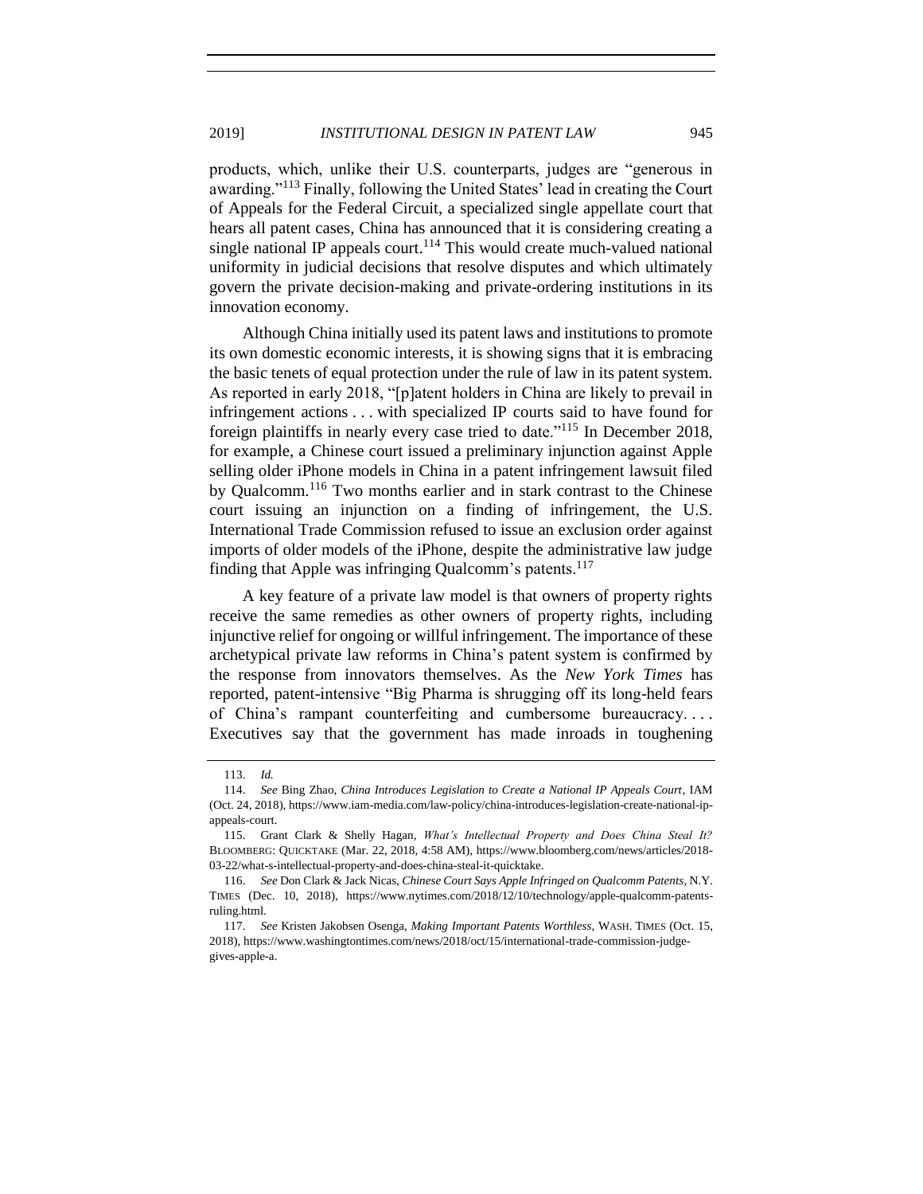products, which, unlike their U.S. counterparts, judges are "generous in awarding."[113] Finally, following the United States' lead in creating the Court of Appeals for the Federal Circuit, a specialized single appellate court that hears all patent cases, China has announced that it is considering creating a single national IP appeals court.[114] This would create much-valued national uniformity in judicial decisions that resolve disputes and which ultimately govern the private decision-making and private-ordering institutions in its innovation economy.

Although China initially used its patent laws and institutions to promote its own domestic economic interests, it is showing signs that it is embracing the basic tenets of equal protection under the rule of law in its patent system. As reported in early 2018, "[p]atent holders in China are likely to prevail in infringement actions . . . with specialized IP courts said to have found for foreign plaintiffs in nearly every case tried to date."[115] In December 2018, for example, a Chinese court issued a preliminary injunction against Apple selling older iPhone models in China in a patent infringement lawsuit filed by Qualcomm.[116] Two months earlier and in stark contrast to the Chinese court issuing an injunction on a finding of infringement, the U.S. International Trade Commission refused to issue an exclusion order against imports of older models of the iPhone, despite the administrative law judge finding that Apple was infringing Qualcomm's patents.[117]

A key feature of a private law model is that owners of property rights receive the same remedies as other owners of property rights, including injunctive relief for ongoing or willful infringement. The importance of these archetypical private law reforms in China's patent system is confirmed by the response from innovators themselves. As the *New York Times* has reported, patent-intensive "Big Pharma is shrugging off its long-held fears of China's rampant counterfeiting and cumbersome bureaucracy. . . . Executives say that the government has made inroads in toughening

---

113. *Id.*

114. *See* Bing Zhao, *China Introduces Legislation to Create a National IP Appeals Court*, IAM (Oct. 24, 2018), https://www.iam-media.com/law-policy/china-introduces-legislation-create-national-ip-appeals-court.

115. Grant Clark & Shelly Hagan, *What's Intellectual Property and Does China Steal It?* BLOOMBERG: QUICKTAKE (Mar. 22, 2018, 4:58 AM), https://www.bloomberg.com/news/articles/2018-03-22/what-s-intellectual-property-and-does-china-steal-it-quicktake.

116. *See* Don Clark & Jack Nicas, *Chinese Court Says Apple Infringed on Qualcomm Patents*, N.Y. TIMES (Dec. 10, 2018), https://www.nytimes.com/2018/12/10/technology/apple-qualcomm-patents-ruling.html.

117. *See* Kristen Jakobsen Osenga, *Making Important Patents Worthless*, WASH. TIMES (Oct. 15, 2018), https://www.washingtontimes.com/news/2018/oct/15/international-trade-commission-judge-gives-apple-a.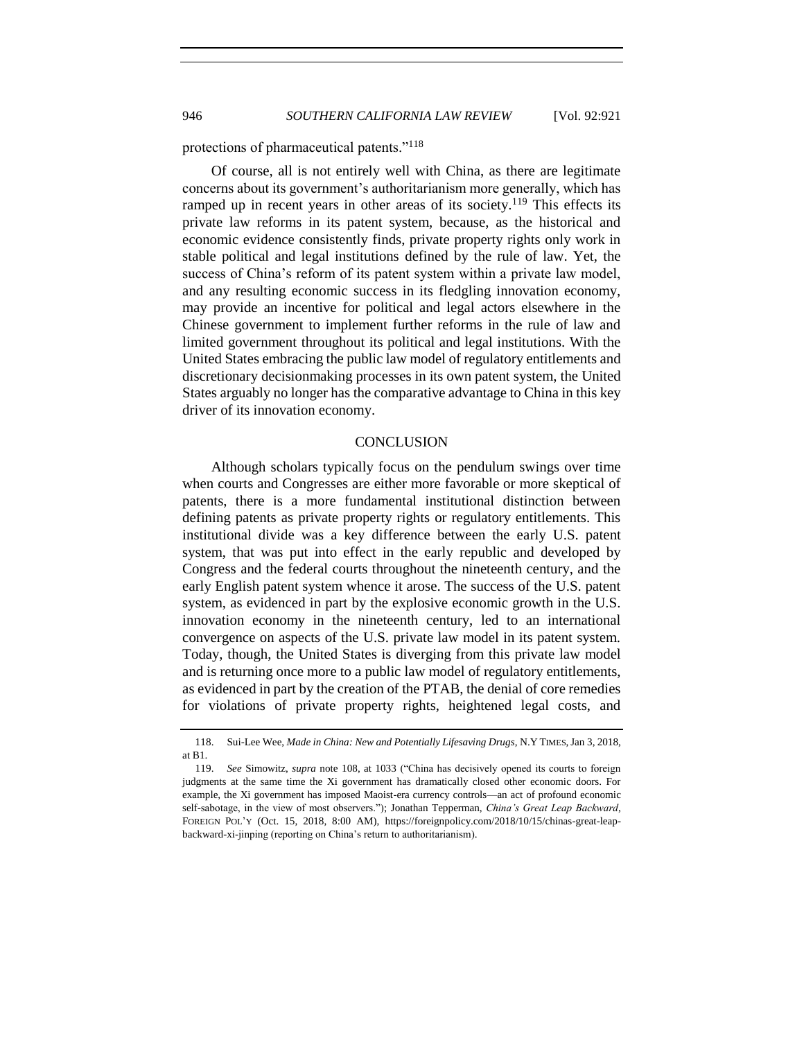protections of pharmaceutical patents."[118]

Of course, all is not entirely well with China, as there are legitimate concerns about its government's authoritarianism more generally, which has ramped up in recent years in other areas of its society.[119] This effects its private law reforms in its patent system, because, as the historical and economic evidence consistently finds, private property rights only work in stable political and legal institutions defined by the rule of law. Yet, the success of China's reform of its patent system within a private law model, and any resulting economic success in its fledgling innovation economy, may provide an incentive for political and legal actors elsewhere in the Chinese government to implement further reforms in the rule of law and limited government throughout its political and legal institutions. With the United States embracing the public law model of regulatory entitlements and discretionary decisionmaking processes in its own patent system, the United States arguably no longer has the comparative advantage to China in this key driver of its innovation economy.

## CONCLUSION

Although scholars typically focus on the pendulum swings over time when courts and Congresses are either more favorable or more skeptical of patents, there is a more fundamental institutional distinction between defining patents as private property rights or regulatory entitlements. This institutional divide was a key difference between the early U.S. patent system, that was put into effect in the early republic and developed by Congress and the federal courts throughout the nineteenth century, and the early English patent system whence it arose. The success of the U.S. patent system, as evidenced in part by the explosive economic growth in the U.S. innovation economy in the nineteenth century, led to an international convergence on aspects of the U.S. private law model in its patent system. Today, though, the United States is diverging from this private law model and is returning once more to a public law model of regulatory entitlements, as evidenced in part by the creation of the PTAB, the denial of core remedies for violations of private property rights, heightened legal costs, and

---

118. Sui-Lee Wee, *Made in China: New and Potentially Lifesaving Drugs*, N.Y TIMES, Jan 3, 2018, at B1.

119. *See* Simowitz, *supra* note 108, at 1033 ("China has decisively opened its courts to foreign judgments at the same time the Xi government has dramatically closed other economic doors. For example, the Xi government has imposed Maoist-era currency controls—an act of profound economic self-sabotage, in the view of most observers."); Jonathan Tepperman, *China's Great Leap Backward*, FOREIGN POL'Y (Oct. 15, 2018, 8:00 AM), https://foreignpolicy.com/2018/10/15/chinas-great-leap-backward-xi-jinping (reporting on China's return to authoritarianism).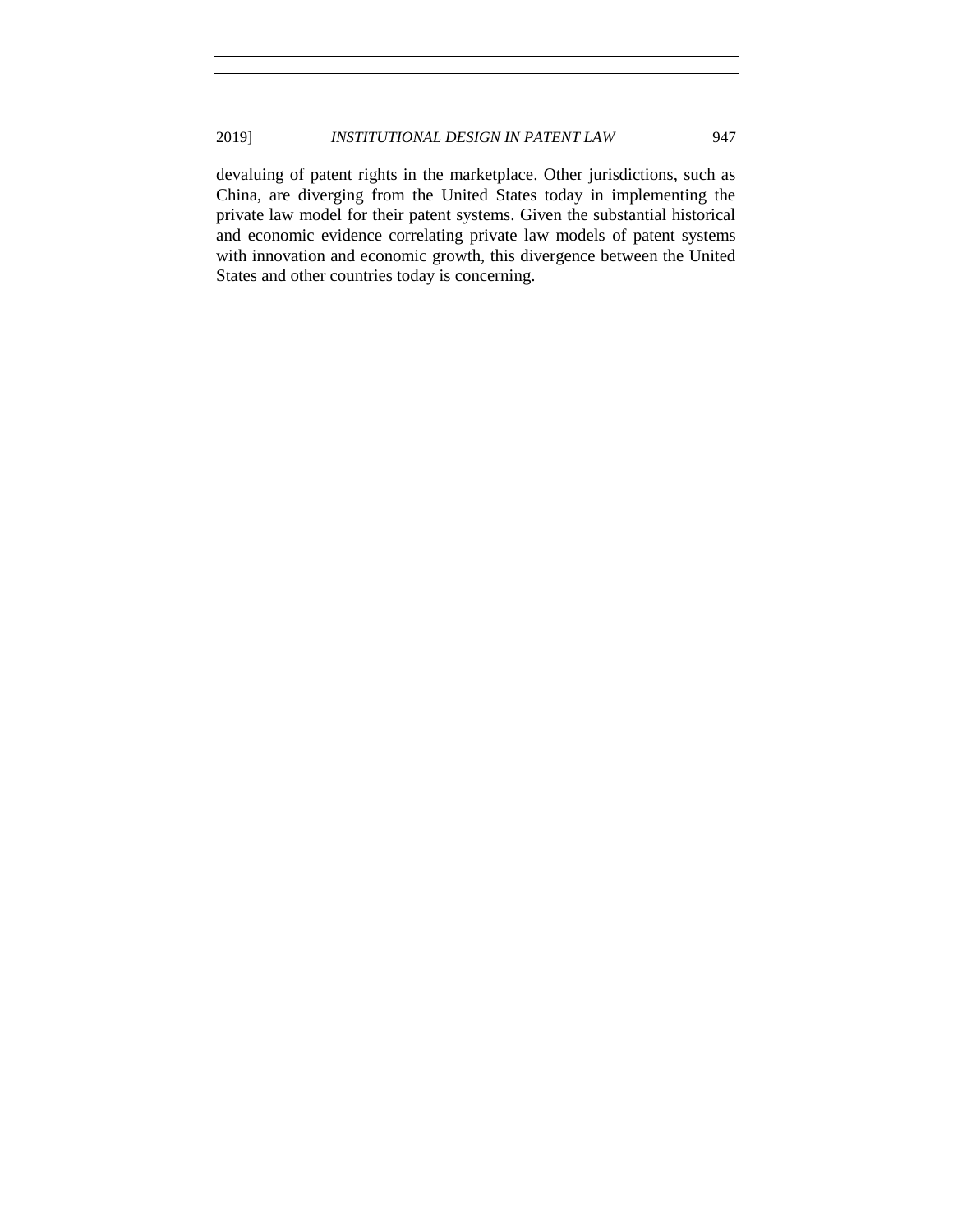devaluing of patent rights in the marketplace. Other jurisdictions, such as China, are diverging from the United States today in implementing the private law model for their patent systems. Given the substantial historical and economic evidence correlating private law models of patent systems with innovation and economic growth, this divergence between the United States and other countries today is concerning.